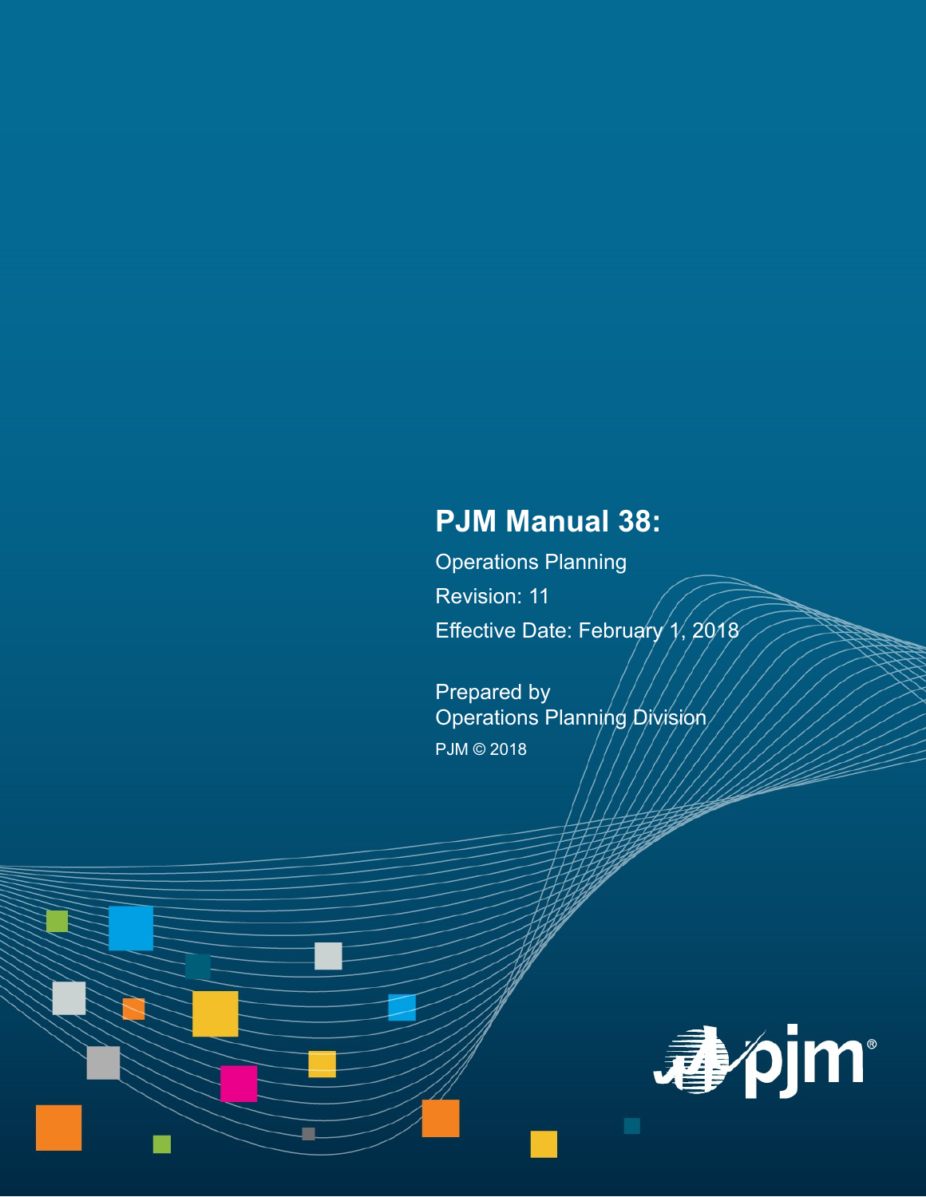# PJM Manual 38:

Operations Planning

Revision: 11

Effective Date: February 1, 2018

Prepared by
Operations Planning Division

PJM © 2018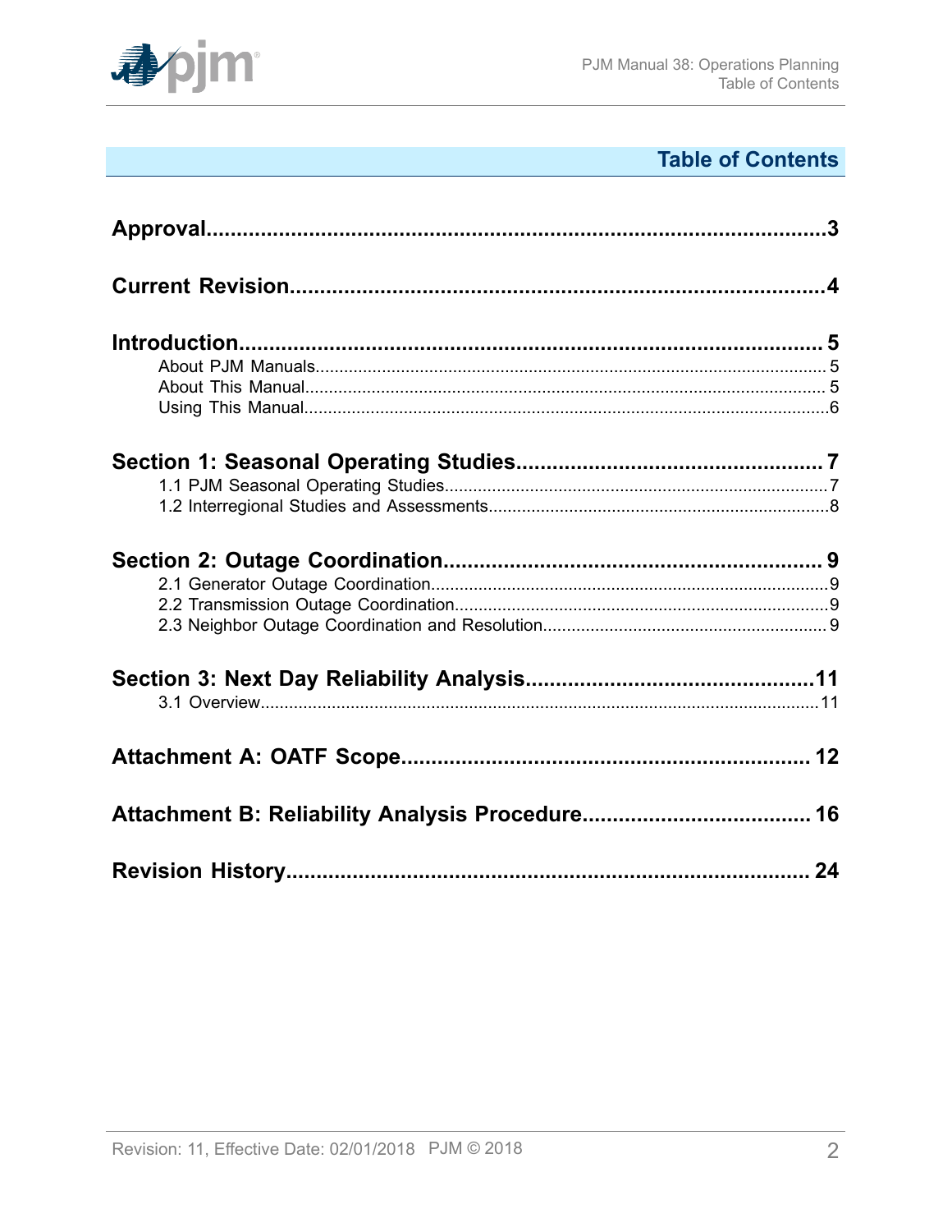# Table of Contents

**Approval** ..... 3

**Current Revision** ..... 4

**Introduction** ..... 5

- About PJM Manuals ..... 5
- About This Manual ..... 5
- Using This Manual ..... 6

**Section 1: Seasonal Operating Studies** ..... 7

- 1.1 PJM Seasonal Operating Studies ..... 7
- 1.2 Interregional Studies and Assessments ..... 8

**Section 2: Outage Coordination** ..... 9

- 2.1 Generator Outage Coordination ..... 9
- 2.2 Transmission Outage Coordination ..... 9
- 2.3 Neighbor Outage Coordination and Resolution ..... 9

**Section 3: Next Day Reliability Analysis** ..... 11

- 3.1 Overview ..... 11

**Attachment A: OATF Scope** ..... 12

**Attachment B: Reliability Analysis Procedure** ..... 16

**Revision History** ..... 24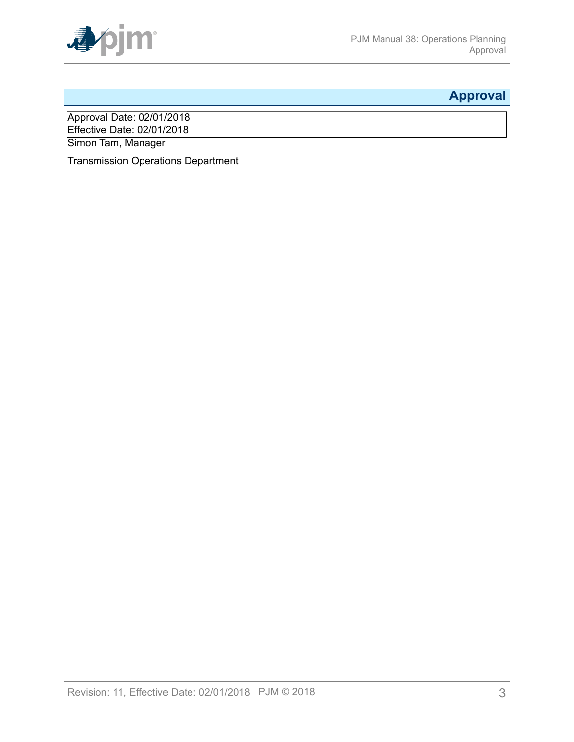# Approval

Approval Date: 02/01/2018
Effective Date: 02/01/2018

Simon Tam, Manager

Transmission Operations Department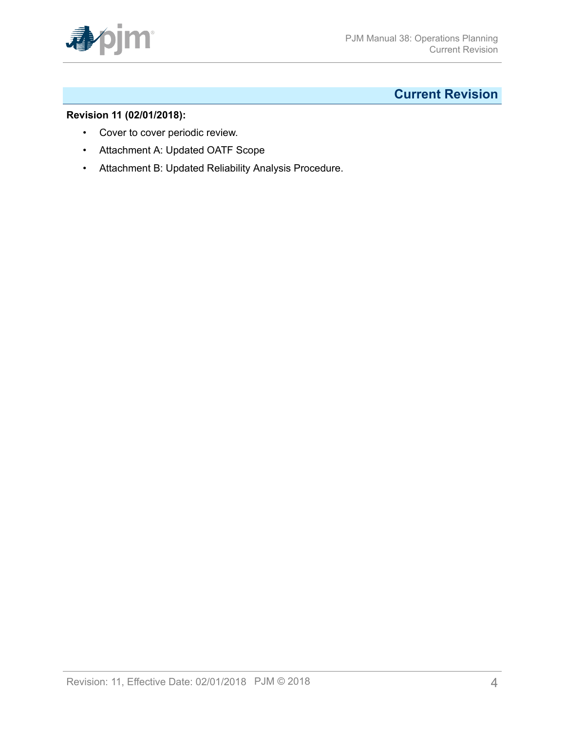## Current Revision

**Revision 11 (02/01/2018):**

- Cover to cover periodic review.
- Attachment A: Updated OATF Scope
- Attachment B: Updated Reliability Analysis Procedure.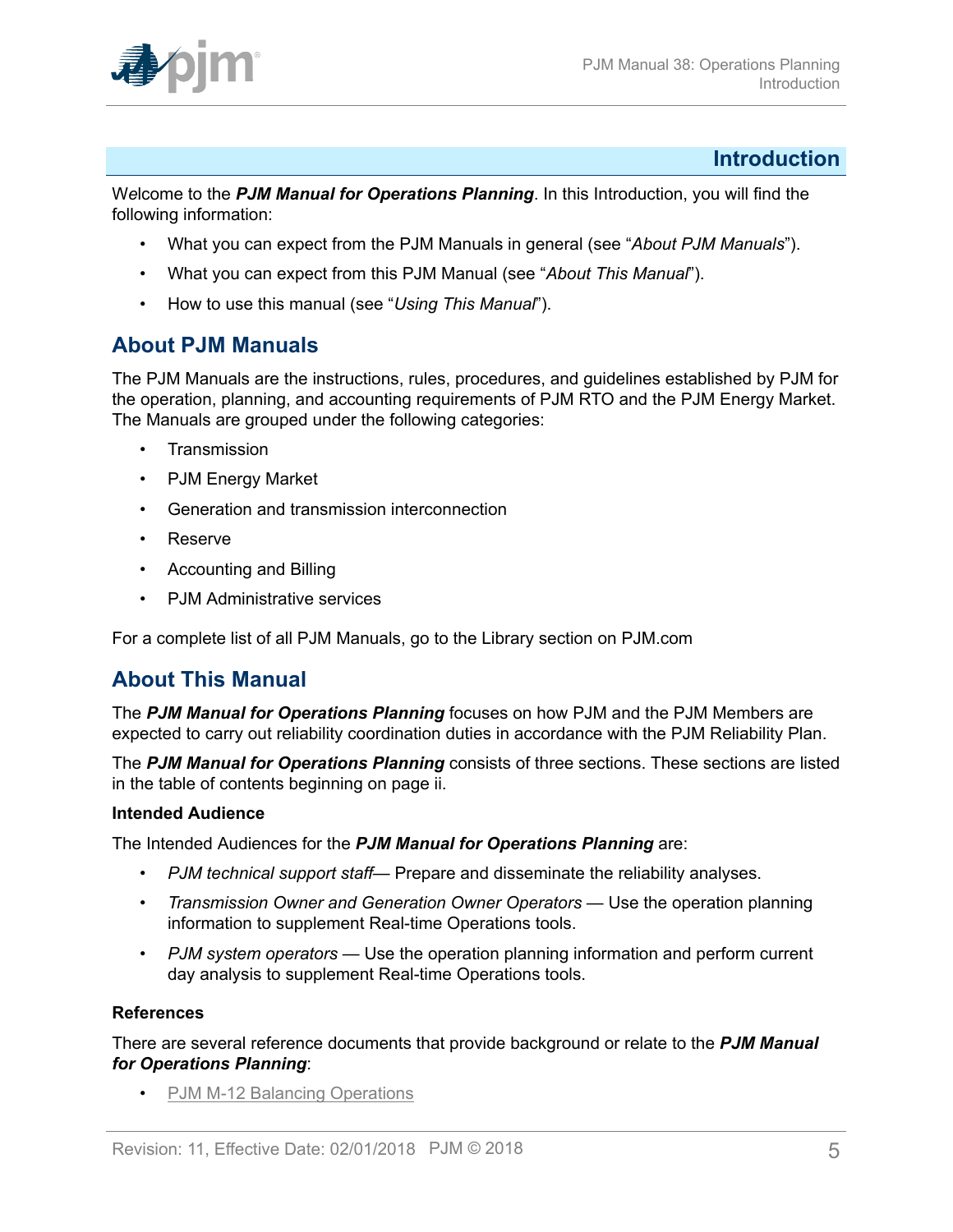# Introduction

Welcome to the ***PJM Manual for Operations Planning***. In this Introduction, you will find the following information:

- What you can expect from the PJM Manuals in general (see "*About PJM Manuals*").
- What you can expect from this PJM Manual (see "*About This Manual*").
- How to use this manual (see "*Using This Manual*").

## About PJM Manuals

The PJM Manuals are the instructions, rules, procedures, and guidelines established by PJM for the operation, planning, and accounting requirements of PJM RTO and the PJM Energy Market. The Manuals are grouped under the following categories:

- Transmission
- PJM Energy Market
- Generation and transmission interconnection
- Reserve
- Accounting and Billing
- PJM Administrative services

For a complete list of all PJM Manuals, go to the Library section on PJM.com

## About This Manual

The ***PJM Manual for Operations Planning*** focuses on how PJM and the PJM Members are expected to carry out reliability coordination duties in accordance with the PJM Reliability Plan.

The ***PJM Manual for Operations Planning*** consists of three sections. These sections are listed in the table of contents beginning on page ii.

**Intended Audience**

The Intended Audiences for the ***PJM Manual for Operations Planning*** are:

- *PJM technical support staff*— Prepare and disseminate the reliability analyses.
- *Transmission Owner and Generation Owner Operators* — Use the operation planning information to supplement Real-time Operations tools.
- *PJM system operators* — Use the operation planning information and perform current day analysis to supplement Real-time Operations tools.

**References**

There are several reference documents that provide background or relate to the ***PJM Manual for Operations Planning***:

- PJM M-12 Balancing Operations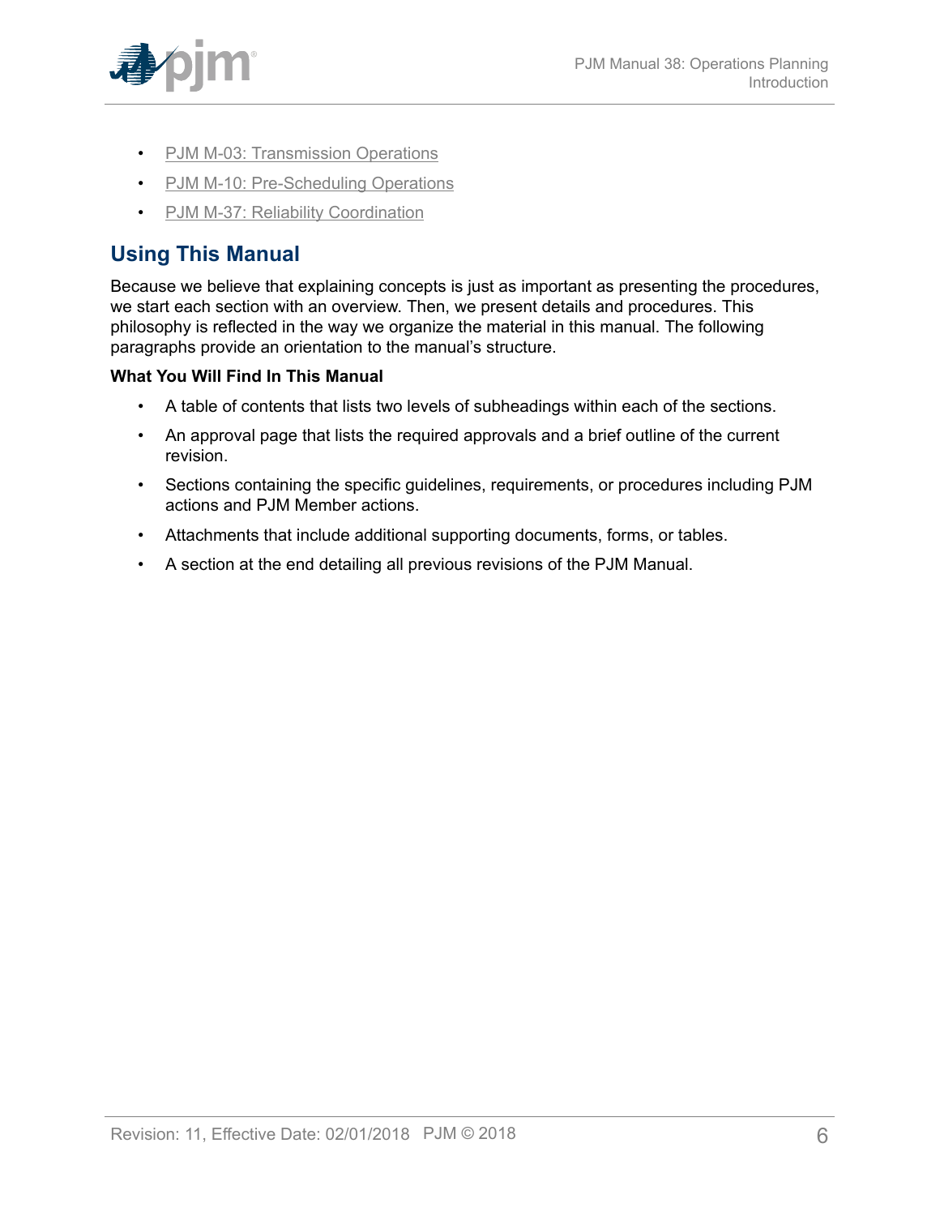- PJM M-03: Transmission Operations
- PJM M-10: Pre-Scheduling Operations
- PJM M-37: Reliability Coordination

## Using This Manual

Because we believe that explaining concepts is just as important as presenting the procedures, we start each section with an overview. Then, we present details and procedures. This philosophy is reflected in the way we organize the material in this manual. The following paragraphs provide an orientation to the manual's structure.

**What You Will Find In This Manual**

- A table of contents that lists two levels of subheadings within each of the sections.
- An approval page that lists the required approvals and a brief outline of the current revision.
- Sections containing the specific guidelines, requirements, or procedures including PJM actions and PJM Member actions.
- Attachments that include additional supporting documents, forms, or tables.
- A section at the end detailing all previous revisions of the PJM Manual.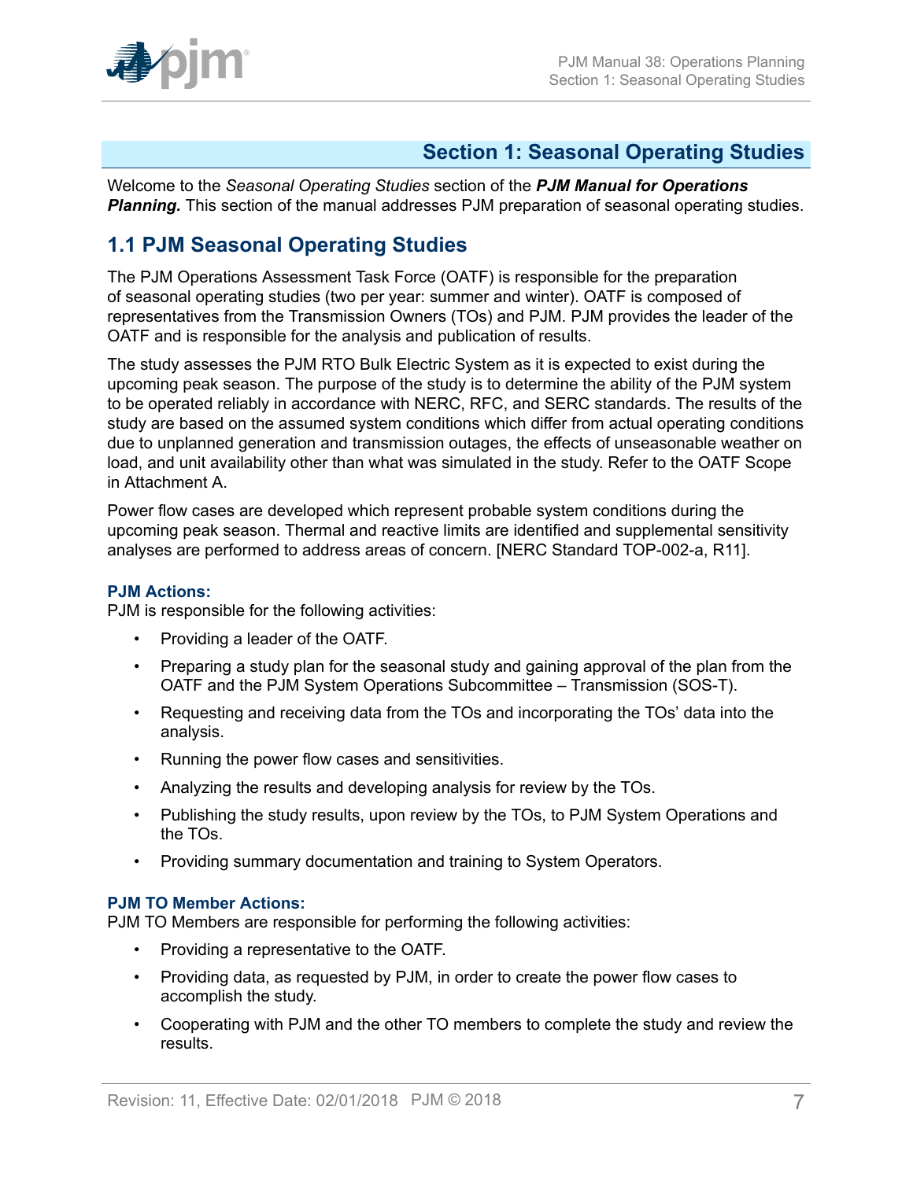# Section 1: Seasonal Operating Studies

Welcome to the *Seasonal Operating Studies* section of the ***PJM Manual for Operations Planning.*** This section of the manual addresses PJM preparation of seasonal operating studies.

## 1.1 PJM Seasonal Operating Studies

The PJM Operations Assessment Task Force (OATF) is responsible for the preparation of seasonal operating studies (two per year: summer and winter). OATF is composed of representatives from the Transmission Owners (TOs) and PJM. PJM provides the leader of the OATF and is responsible for the analysis and publication of results.

The study assesses the PJM RTO Bulk Electric System as it is expected to exist during the upcoming peak season. The purpose of the study is to determine the ability of the PJM system to be operated reliably in accordance with NERC, RFC, and SERC standards. The results of the study are based on the assumed system conditions which differ from actual operating conditions due to unplanned generation and transmission outages, the effects of unseasonable weather on load, and unit availability other than what was simulated in the study. Refer to the OATF Scope in Attachment A.

Power flow cases are developed which represent probable system conditions during the upcoming peak season. Thermal and reactive limits are identified and supplemental sensitivity analyses are performed to address areas of concern. [NERC Standard TOP-002-a, R11].

#### PJM Actions:

PJM is responsible for the following activities:

- Providing a leader of the OATF.
- Preparing a study plan for the seasonal study and gaining approval of the plan from the OATF and the PJM System Operations Subcommittee – Transmission (SOS-T).
- Requesting and receiving data from the TOs and incorporating the TOs' data into the analysis.
- Running the power flow cases and sensitivities.
- Analyzing the results and developing analysis for review by the TOs.
- Publishing the study results, upon review by the TOs, to PJM System Operations and the TOs.
- Providing summary documentation and training to System Operators.

#### PJM TO Member Actions:

PJM TO Members are responsible for performing the following activities:

- Providing a representative to the OATF.
- Providing data, as requested by PJM, in order to create the power flow cases to accomplish the study.
- Cooperating with PJM and the other TO members to complete the study and review the results.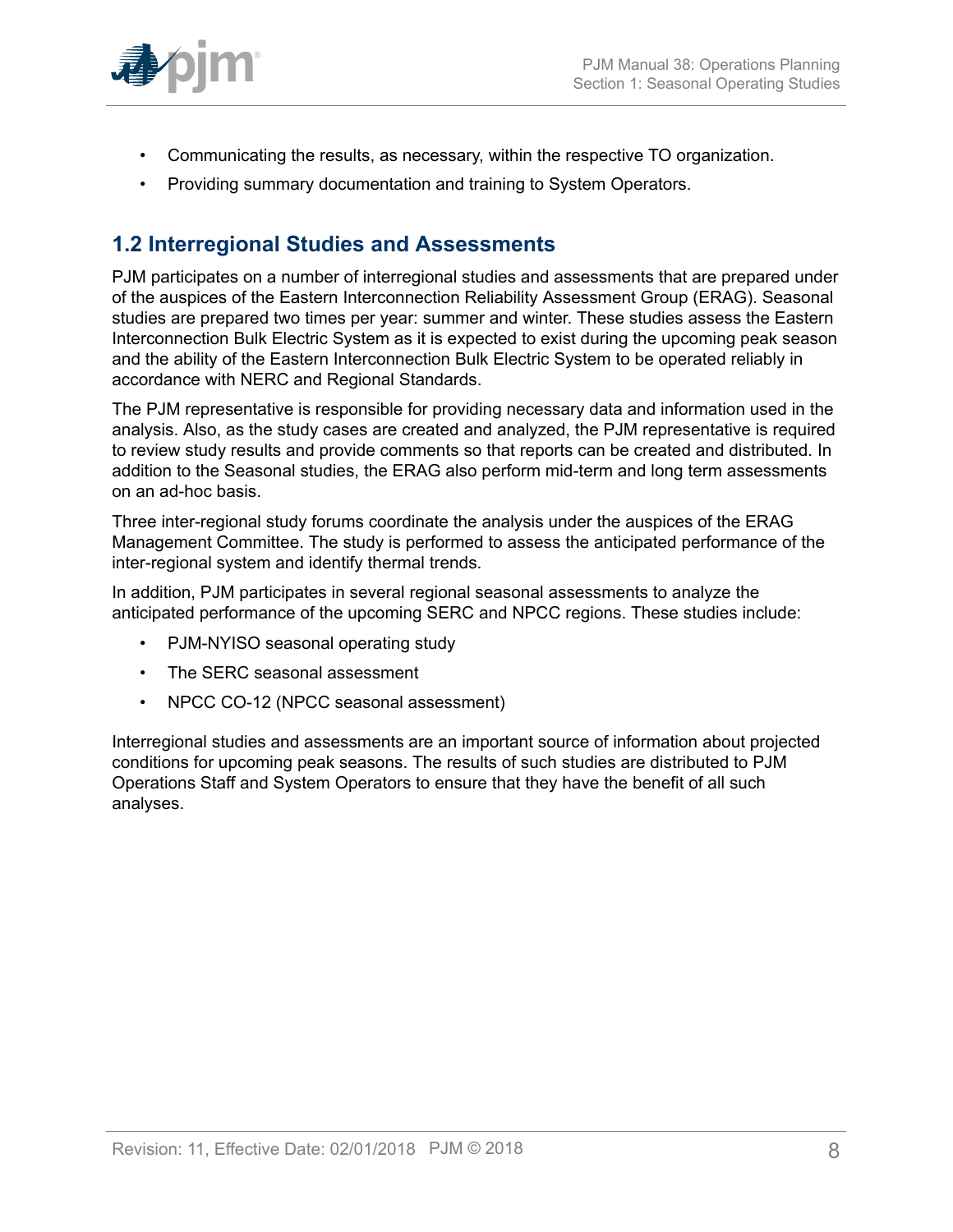- Communicating the results, as necessary, within the respective TO organization.
- Providing summary documentation and training to System Operators.

## 1.2 Interregional Studies and Assessments

PJM participates on a number of interregional studies and assessments that are prepared under of the auspices of the Eastern Interconnection Reliability Assessment Group (ERAG). Seasonal studies are prepared two times per year: summer and winter. These studies assess the Eastern Interconnection Bulk Electric System as it is expected to exist during the upcoming peak season and the ability of the Eastern Interconnection Bulk Electric System to be operated reliably in accordance with NERC and Regional Standards.

The PJM representative is responsible for providing necessary data and information used in the analysis. Also, as the study cases are created and analyzed, the PJM representative is required to review study results and provide comments so that reports can be created and distributed. In addition to the Seasonal studies, the ERAG also perform mid-term and long term assessments on an ad-hoc basis.

Three inter-regional study forums coordinate the analysis under the auspices of the ERAG Management Committee. The study is performed to assess the anticipated performance of the inter-regional system and identify thermal trends.

In addition, PJM participates in several regional seasonal assessments to analyze the anticipated performance of the upcoming SERC and NPCC regions. These studies include:

- PJM-NYISO seasonal operating study
- The SERC seasonal assessment
- NPCC CO-12 (NPCC seasonal assessment)

Interregional studies and assessments are an important source of information about projected conditions for upcoming peak seasons. The results of such studies are distributed to PJM Operations Staff and System Operators to ensure that they have the benefit of all such analyses.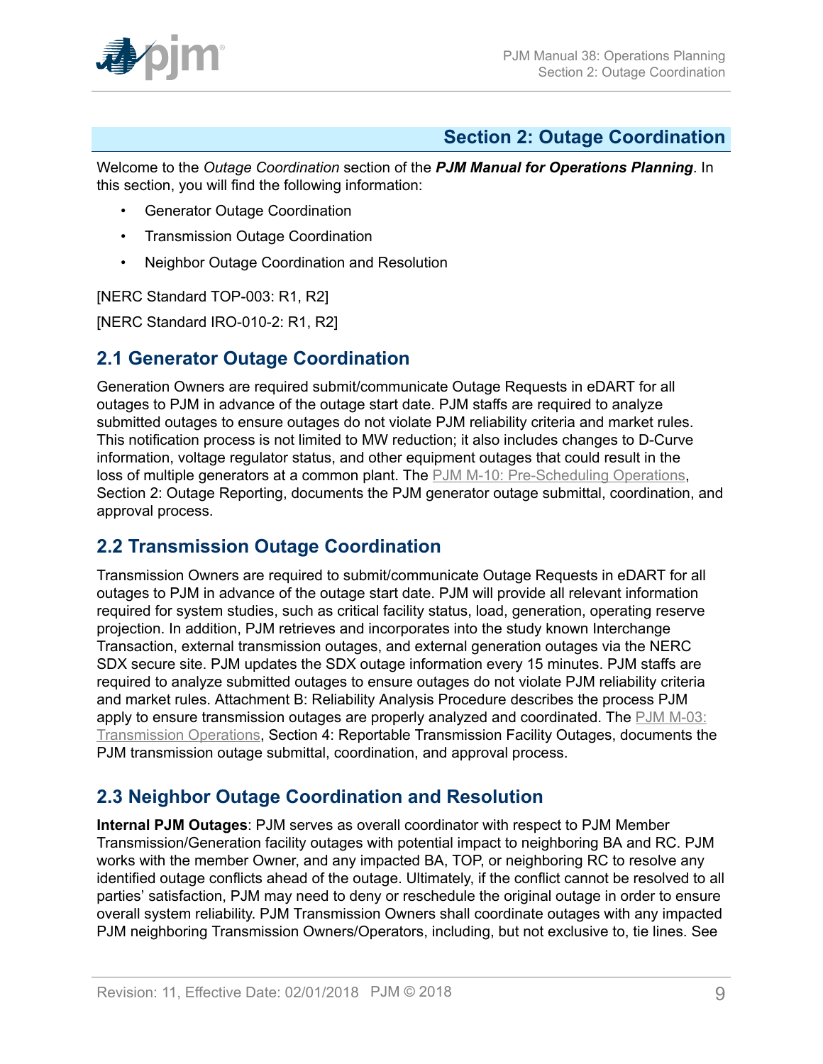# Section 2: Outage Coordination

Welcome to the *Outage Coordination* section of the ***PJM Manual for Operations Planning***. In this section, you will find the following information:

- Generator Outage Coordination
- Transmission Outage Coordination
- Neighbor Outage Coordination and Resolution

[NERC Standard TOP-003: R1, R2]

[NERC Standard IRO-010-2: R1, R2]

## 2.1 Generator Outage Coordination

Generation Owners are required submit/communicate Outage Requests in eDART for all outages to PJM in advance of the outage start date. PJM staffs are required to analyze submitted outages to ensure outages do not violate PJM reliability criteria and market rules. This notification process is not limited to MW reduction; it also includes changes to D-Curve information, voltage regulator status, and other equipment outages that could result in the loss of multiple generators at a common plant. The PJM M-10: Pre-Scheduling Operations, Section 2: Outage Reporting, documents the PJM generator outage submittal, coordination, and approval process.

## 2.2 Transmission Outage Coordination

Transmission Owners are required to submit/communicate Outage Requests in eDART for all outages to PJM in advance of the outage start date. PJM will provide all relevant information required for system studies, such as critical facility status, load, generation, operating reserve projection. In addition, PJM retrieves and incorporates into the study known Interchange Transaction, external transmission outages, and external generation outages via the NERC SDX secure site. PJM updates the SDX outage information every 15 minutes. PJM staffs are required to analyze submitted outages to ensure outages do not violate PJM reliability criteria and market rules. Attachment B: Reliability Analysis Procedure describes the process PJM apply to ensure transmission outages are properly analyzed and coordinated. The PJM M-03: Transmission Operations, Section 4: Reportable Transmission Facility Outages, documents the PJM transmission outage submittal, coordination, and approval process.

## 2.3 Neighbor Outage Coordination and Resolution

**Internal PJM Outages**: PJM serves as overall coordinator with respect to PJM Member Transmission/Generation facility outages with potential impact to neighboring BA and RC. PJM works with the member Owner, and any impacted BA, TOP, or neighboring RC to resolve any identified outage conflicts ahead of the outage. Ultimately, if the conflict cannot be resolved to all parties' satisfaction, PJM may need to deny or reschedule the original outage in order to ensure overall system reliability. PJM Transmission Owners shall coordinate outages with any impacted PJM neighboring Transmission Owners/Operators, including, but not exclusive to, tie lines. See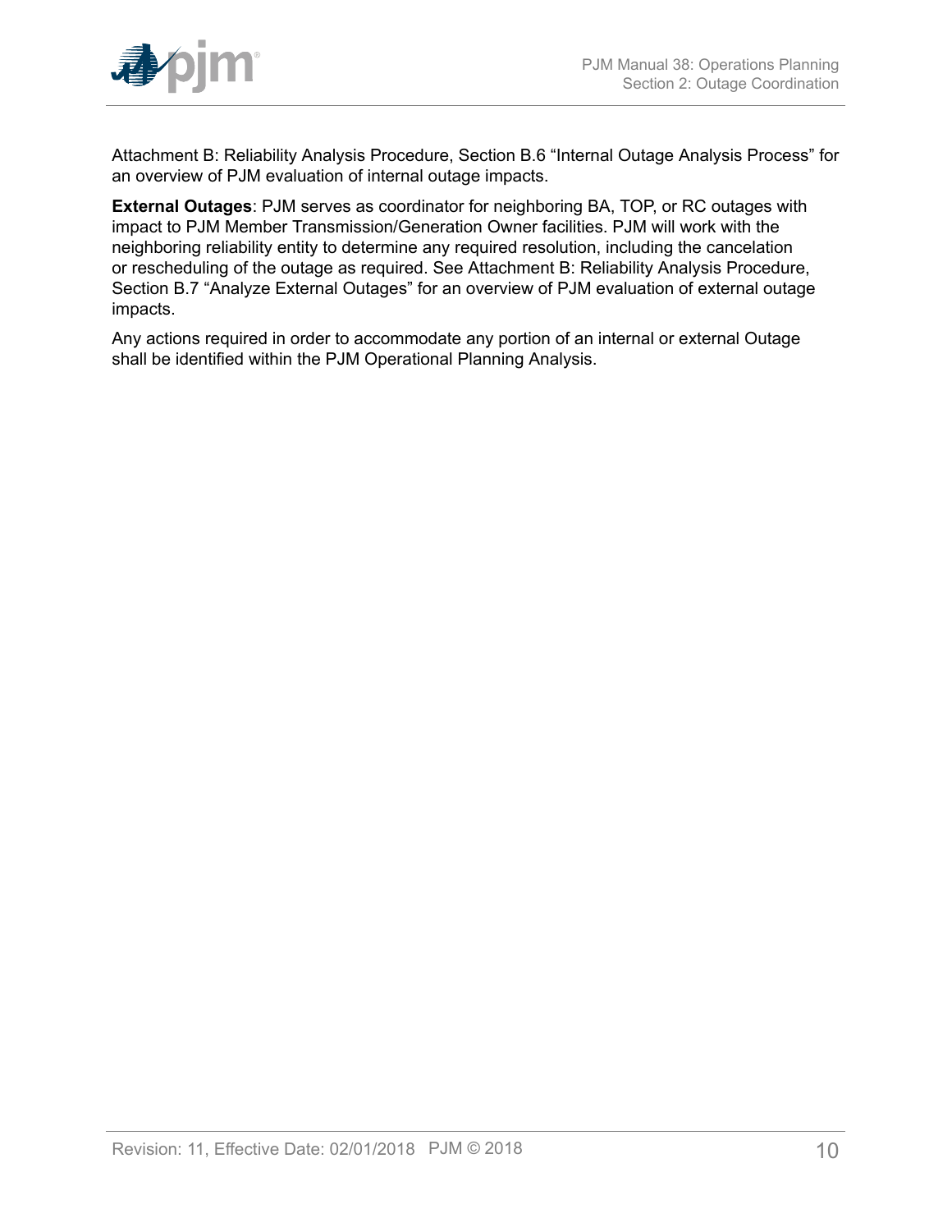Attachment B: Reliability Analysis Procedure, Section B.6 “Internal Outage Analysis Process” for an overview of PJM evaluation of internal outage impacts.

**External Outages**: PJM serves as coordinator for neighboring BA, TOP, or RC outages with impact to PJM Member Transmission/Generation Owner facilities. PJM will work with the neighboring reliability entity to determine any required resolution, including the cancelation or rescheduling of the outage as required. See Attachment B: Reliability Analysis Procedure, Section B.7 “Analyze External Outages” for an overview of PJM evaluation of external outage impacts.

Any actions required in order to accommodate any portion of an internal or external Outage shall be identified within the PJM Operational Planning Analysis.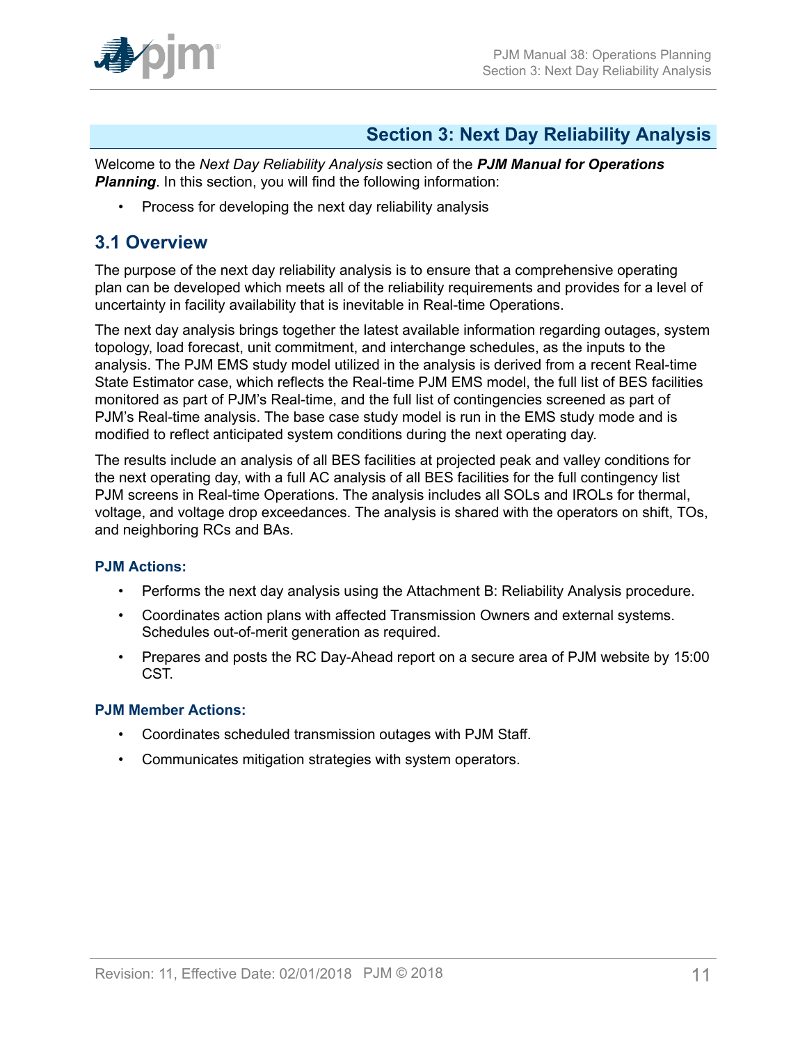# Section 3: Next Day Reliability Analysis

Welcome to the *Next Day Reliability Analysis* section of the ***PJM Manual for Operations Planning***. In this section, you will find the following information:

- Process for developing the next day reliability analysis

## 3.1 Overview

The purpose of the next day reliability analysis is to ensure that a comprehensive operating plan can be developed which meets all of the reliability requirements and provides for a level of uncertainty in facility availability that is inevitable in Real-time Operations.

The next day analysis brings together the latest available information regarding outages, system topology, load forecast, unit commitment, and interchange schedules, as the inputs to the analysis. The PJM EMS study model utilized in the analysis is derived from a recent Real-time State Estimator case, which reflects the Real-time PJM EMS model, the full list of BES facilities monitored as part of PJM's Real-time, and the full list of contingencies screened as part of PJM's Real-time analysis. The base case study model is run in the EMS study mode and is modified to reflect anticipated system conditions during the next operating day.

The results include an analysis of all BES facilities at projected peak and valley conditions for the next operating day, with a full AC analysis of all BES facilities for the full contingency list PJM screens in Real-time Operations. The analysis includes all SOLs and IROLs for thermal, voltage, and voltage drop exceedances. The analysis is shared with the operators on shift, TOs, and neighboring RCs and BAs.

#### PJM Actions:

- Performs the next day analysis using the Attachment B: Reliability Analysis procedure.
- Coordinates action plans with affected Transmission Owners and external systems. Schedules out-of-merit generation as required.
- Prepares and posts the RC Day-Ahead report on a secure area of PJM website by 15:00 CST.

#### PJM Member Actions:

- Coordinates scheduled transmission outages with PJM Staff.
- Communicates mitigation strategies with system operators.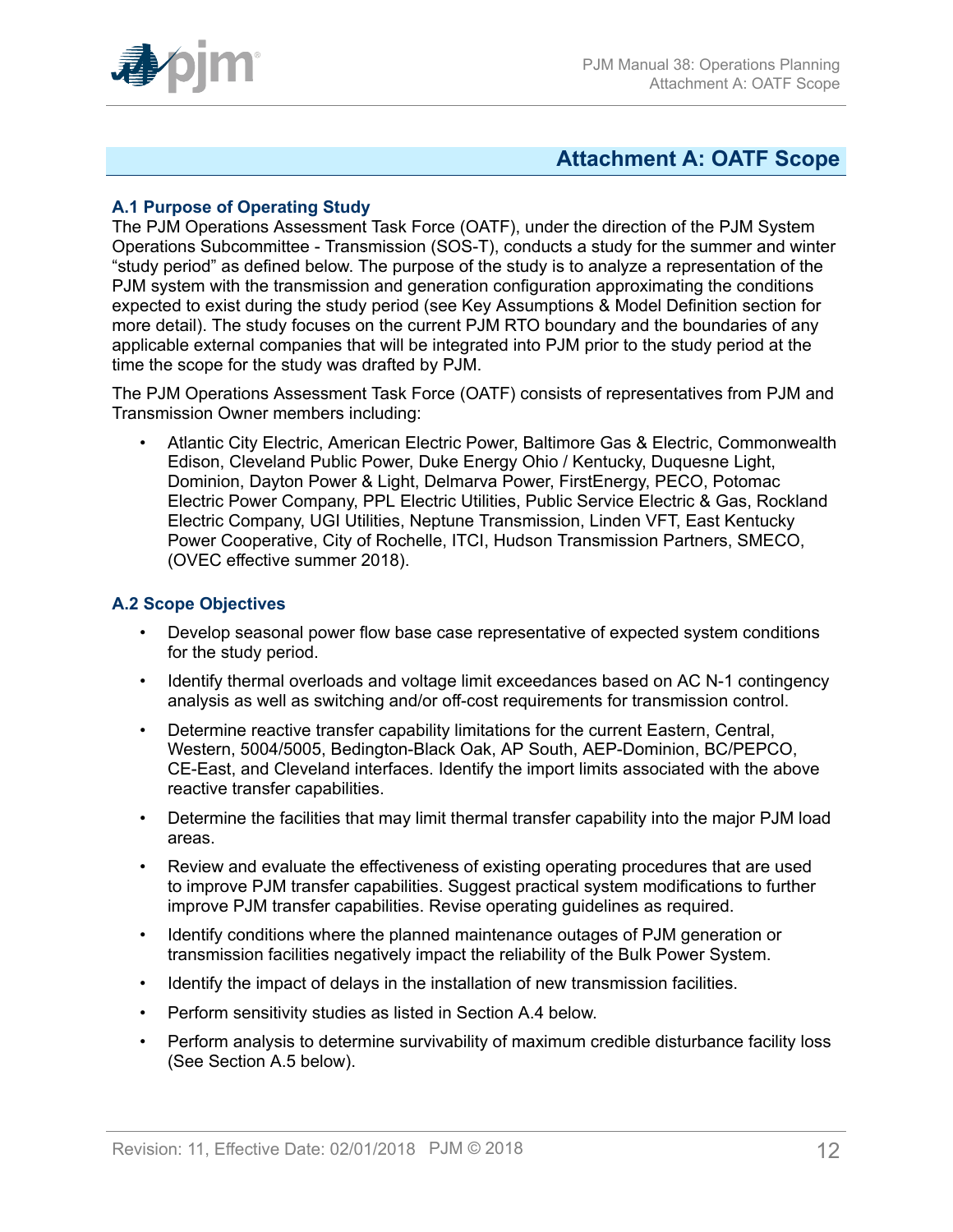# Attachment A: OATF Scope

## A.1 Purpose of Operating Study

The PJM Operations Assessment Task Force (OATF), under the direction of the PJM System Operations Subcommittee - Transmission (SOS-T), conducts a study for the summer and winter "study period" as defined below. The purpose of the study is to analyze a representation of the PJM system with the transmission and generation configuration approximating the conditions expected to exist during the study period (see Key Assumptions & Model Definition section for more detail). The study focuses on the current PJM RTO boundary and the boundaries of any applicable external companies that will be integrated into PJM prior to the study period at the time the scope for the study was drafted by PJM.

The PJM Operations Assessment Task Force (OATF) consists of representatives from PJM and Transmission Owner members including:

- Atlantic City Electric, American Electric Power, Baltimore Gas & Electric, Commonwealth Edison, Cleveland Public Power, Duke Energy Ohio / Kentucky, Duquesne Light, Dominion, Dayton Power & Light, Delmarva Power, FirstEnergy, PECO, Potomac Electric Power Company, PPL Electric Utilities, Public Service Electric & Gas, Rockland Electric Company, UGI Utilities, Neptune Transmission, Linden VFT, East Kentucky Power Cooperative, City of Rochelle, ITCI, Hudson Transmission Partners, SMECO, (OVEC effective summer 2018).

## A.2 Scope Objectives

- Develop seasonal power flow base case representative of expected system conditions for the study period.
- Identify thermal overloads and voltage limit exceedances based on AC N-1 contingency analysis as well as switching and/or off-cost requirements for transmission control.
- Determine reactive transfer capability limitations for the current Eastern, Central, Western, 5004/5005, Bedington-Black Oak, AP South, AEP-Dominion, BC/PEPCO, CE-East, and Cleveland interfaces. Identify the import limits associated with the above reactive transfer capabilities.
- Determine the facilities that may limit thermal transfer capability into the major PJM load areas.
- Review and evaluate the effectiveness of existing operating procedures that are used to improve PJM transfer capabilities. Suggest practical system modifications to further improve PJM transfer capabilities. Revise operating guidelines as required.
- Identify conditions where the planned maintenance outages of PJM generation or transmission facilities negatively impact the reliability of the Bulk Power System.
- Identify the impact of delays in the installation of new transmission facilities.
- Perform sensitivity studies as listed in Section A.4 below.
- Perform analysis to determine survivability of maximum credible disturbance facility loss (See Section A.5 below).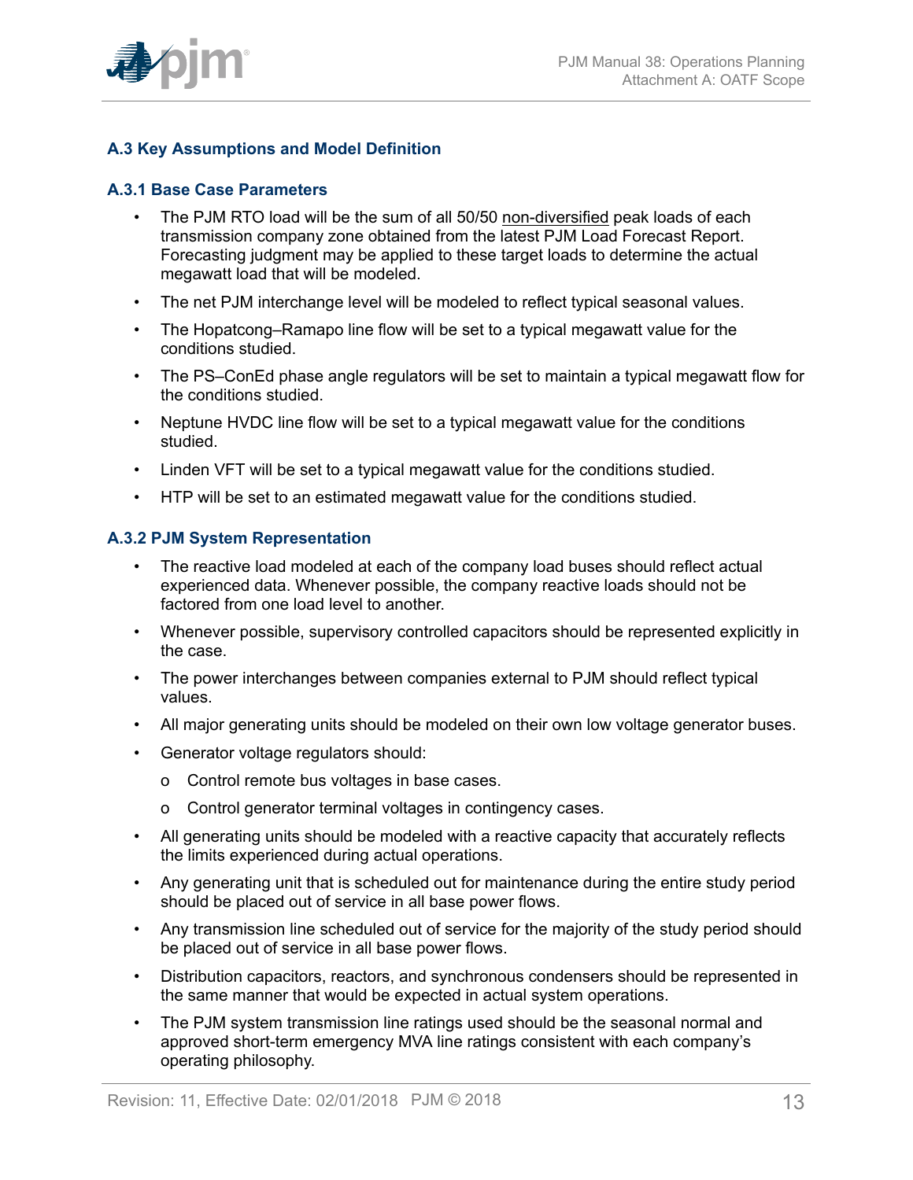## A.3 Key Assumptions and Model Definition

### A.3.1 Base Case Parameters

- The PJM RTO load will be the sum of all 50/50 non-diversified peak loads of each transmission company zone obtained from the latest PJM Load Forecast Report. Forecasting judgment may be applied to these target loads to determine the actual megawatt load that will be modeled.
- The net PJM interchange level will be modeled to reflect typical seasonal values.
- The Hopatcong–Ramapo line flow will be set to a typical megawatt value for the conditions studied.
- The PS–ConEd phase angle regulators will be set to maintain a typical megawatt flow for the conditions studied.
- Neptune HVDC line flow will be set to a typical megawatt value for the conditions studied.
- Linden VFT will be set to a typical megawatt value for the conditions studied.
- HTP will be set to an estimated megawatt value for the conditions studied.

### A.3.2 PJM System Representation

- The reactive load modeled at each of the company load buses should reflect actual experienced data. Whenever possible, the company reactive loads should not be factored from one load level to another.
- Whenever possible, supervisory controlled capacitors should be represented explicitly in the case.
- The power interchanges between companies external to PJM should reflect typical values.
- All major generating units should be modeled on their own low voltage generator buses.
- Generator voltage regulators should:
  - Control remote bus voltages in base cases.
  - Control generator terminal voltages in contingency cases.
- All generating units should be modeled with a reactive capacity that accurately reflects the limits experienced during actual operations.
- Any generating unit that is scheduled out for maintenance during the entire study period should be placed out of service in all base power flows.
- Any transmission line scheduled out of service for the majority of the study period should be placed out of service in all base power flows.
- Distribution capacitors, reactors, and synchronous condensers should be represented in the same manner that would be expected in actual system operations.
- The PJM system transmission line ratings used should be the seasonal normal and approved short-term emergency MVA line ratings consistent with each company's operating philosophy.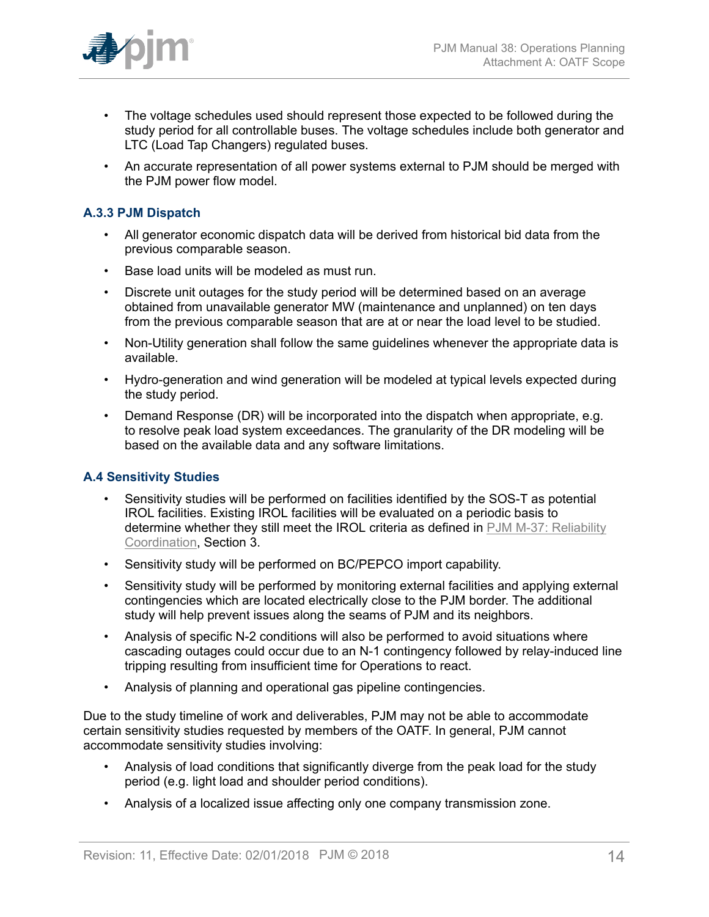- The voltage schedules used should represent those expected to be followed during the study period for all controllable buses. The voltage schedules include both generator and LTC (Load Tap Changers) regulated buses.
- An accurate representation of all power systems external to PJM should be merged with the PJM power flow model.

### A.3.3 PJM Dispatch

- All generator economic dispatch data will be derived from historical bid data from the previous comparable season.
- Base load units will be modeled as must run.
- Discrete unit outages for the study period will be determined based on an average obtained from unavailable generator MW (maintenance and unplanned) on ten days from the previous comparable season that are at or near the load level to be studied.
- Non-Utility generation shall follow the same guidelines whenever the appropriate data is available.
- Hydro-generation and wind generation will be modeled at typical levels expected during the study period.
- Demand Response (DR) will be incorporated into the dispatch when appropriate, e.g. to resolve peak load system exceedances. The granularity of the DR modeling will be based on the available data and any software limitations.

## A.4 Sensitivity Studies

- Sensitivity studies will be performed on facilities identified by the SOS-T as potential IROL facilities. Existing IROL facilities will be evaluated on a periodic basis to determine whether they still meet the IROL criteria as defined in PJM M-37: Reliability Coordination, Section 3.
- Sensitivity study will be performed on BC/PEPCO import capability.
- Sensitivity study will be performed by monitoring external facilities and applying external contingencies which are located electrically close to the PJM border. The additional study will help prevent issues along the seams of PJM and its neighbors.
- Analysis of specific N-2 conditions will also be performed to avoid situations where cascading outages could occur due to an N-1 contingency followed by relay-induced line tripping resulting from insufficient time for Operations to react.
- Analysis of planning and operational gas pipeline contingencies.

Due to the study timeline of work and deliverables, PJM may not be able to accommodate certain sensitivity studies requested by members of the OATF. In general, PJM cannot accommodate sensitivity studies involving:

- Analysis of load conditions that significantly diverge from the peak load for the study period (e.g. light load and shoulder period conditions).
- Analysis of a localized issue affecting only one company transmission zone.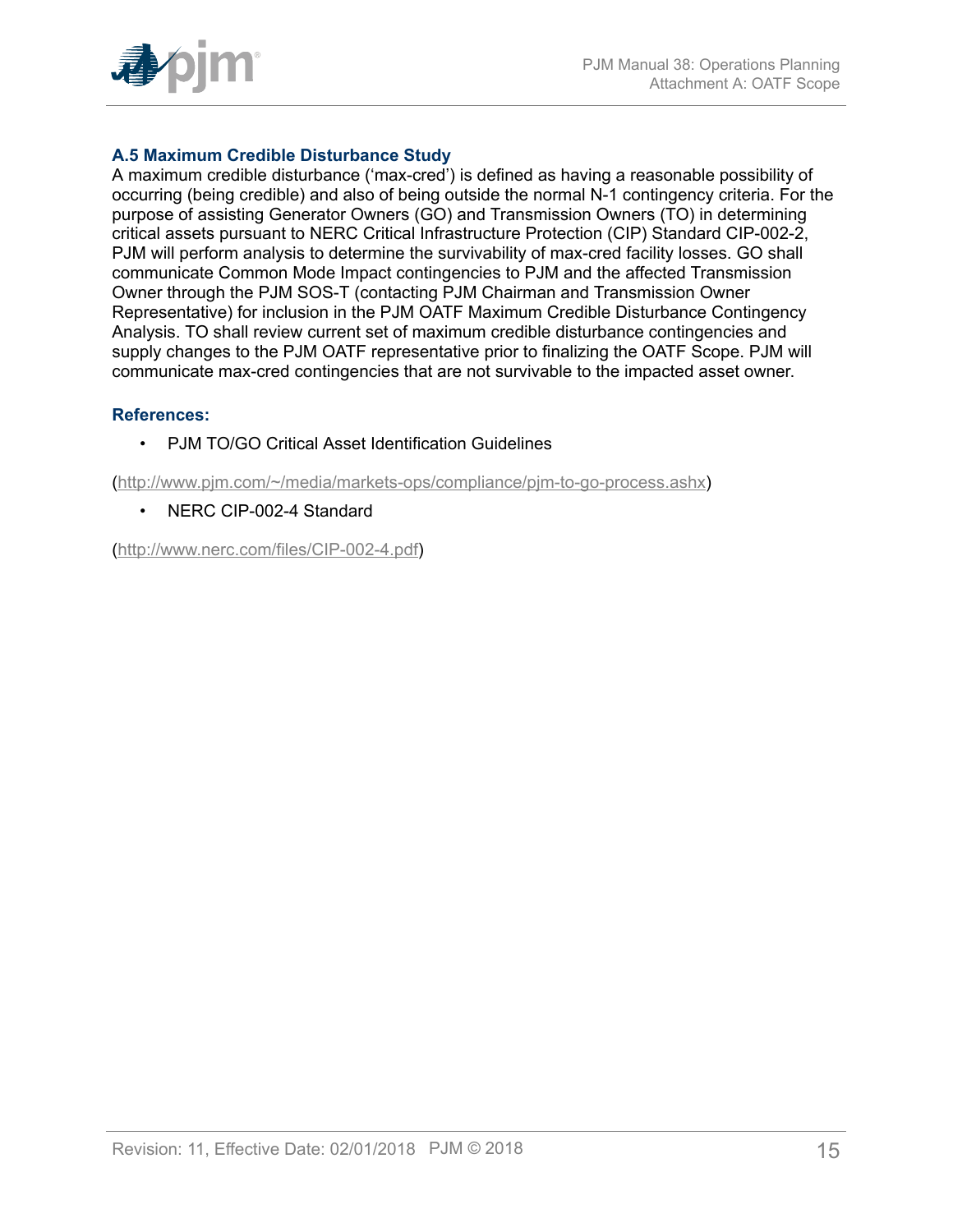### A.5 Maximum Credible Disturbance Study

A maximum credible disturbance ('max-cred') is defined as having a reasonable possibility of occurring (being credible) and also of being outside the normal N-1 contingency criteria. For the purpose of assisting Generator Owners (GO) and Transmission Owners (TO) in determining critical assets pursuant to NERC Critical Infrastructure Protection (CIP) Standard CIP-002-2, PJM will perform analysis to determine the survivability of max-cred facility losses. GO shall communicate Common Mode Impact contingencies to PJM and the affected Transmission Owner through the PJM SOS-T (contacting PJM Chairman and Transmission Owner Representative) for inclusion in the PJM OATF Maximum Credible Disturbance Contingency Analysis. TO shall review current set of maximum credible disturbance contingencies and supply changes to the PJM OATF representative prior to finalizing the OATF Scope. PJM will communicate max-cred contingencies that are not survivable to the impacted asset owner.

#### References:

- PJM TO/GO Critical Asset Identification Guidelines

(http://www.pjm.com/~/media/markets-ops/compliance/pjm-to-go-process.ashx)

- NERC CIP-002-4 Standard

(http://www.nerc.com/files/CIP-002-4.pdf)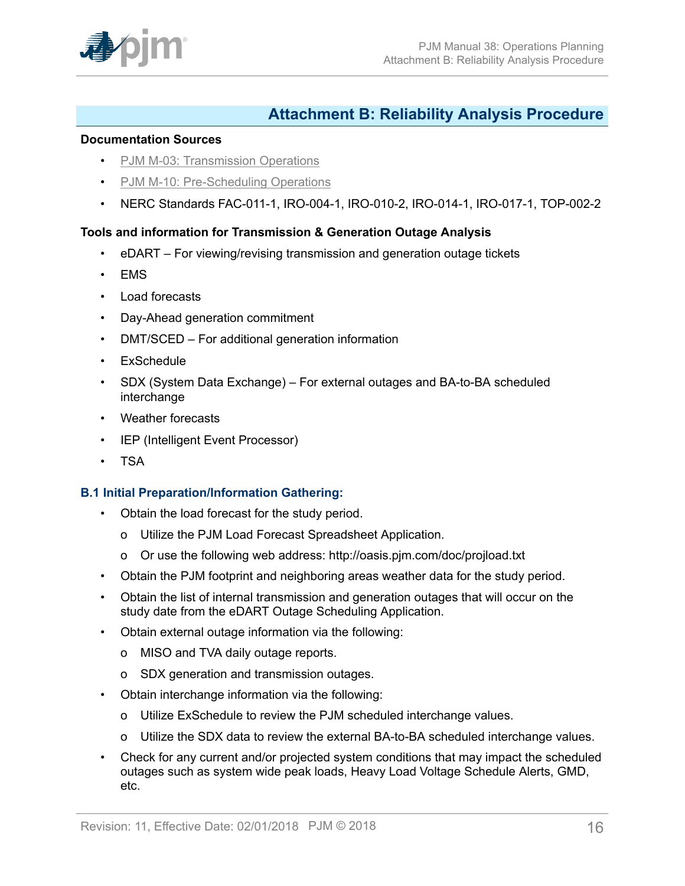# Attachment B: Reliability Analysis Procedure

**Documentation Sources**

- PJM M-03: Transmission Operations
- PJM M-10: Pre-Scheduling Operations
- NERC Standards FAC-011-1, IRO-004-1, IRO-010-2, IRO-014-1, IRO-017-1, TOP-002-2

**Tools and information for Transmission & Generation Outage Analysis**

- eDART – For viewing/revising transmission and generation outage tickets
- EMS
- Load forecasts
- Day-Ahead generation commitment
- DMT/SCED – For additional generation information
- ExSchedule
- SDX (System Data Exchange) – For external outages and BA-to-BA scheduled interchange
- Weather forecasts
- IEP (Intelligent Event Processor)
- TSA

## B.1 Initial Preparation/Information Gathering:

- Obtain the load forecast for the study period.
  - Utilize the PJM Load Forecast Spreadsheet Application.
  - Or use the following web address: http://oasis.pjm.com/doc/projload.txt
- Obtain the PJM footprint and neighboring areas weather data for the study period.
- Obtain the list of internal transmission and generation outages that will occur on the study date from the eDART Outage Scheduling Application.
- Obtain external outage information via the following:
  - MISO and TVA daily outage reports.
  - SDX generation and transmission outages.
- Obtain interchange information via the following:
  - Utilize ExSchedule to review the PJM scheduled interchange values.
  - Utilize the SDX data to review the external BA-to-BA scheduled interchange values.
- Check for any current and/or projected system conditions that may impact the scheduled outages such as system wide peak loads, Heavy Load Voltage Schedule Alerts, GMD, etc.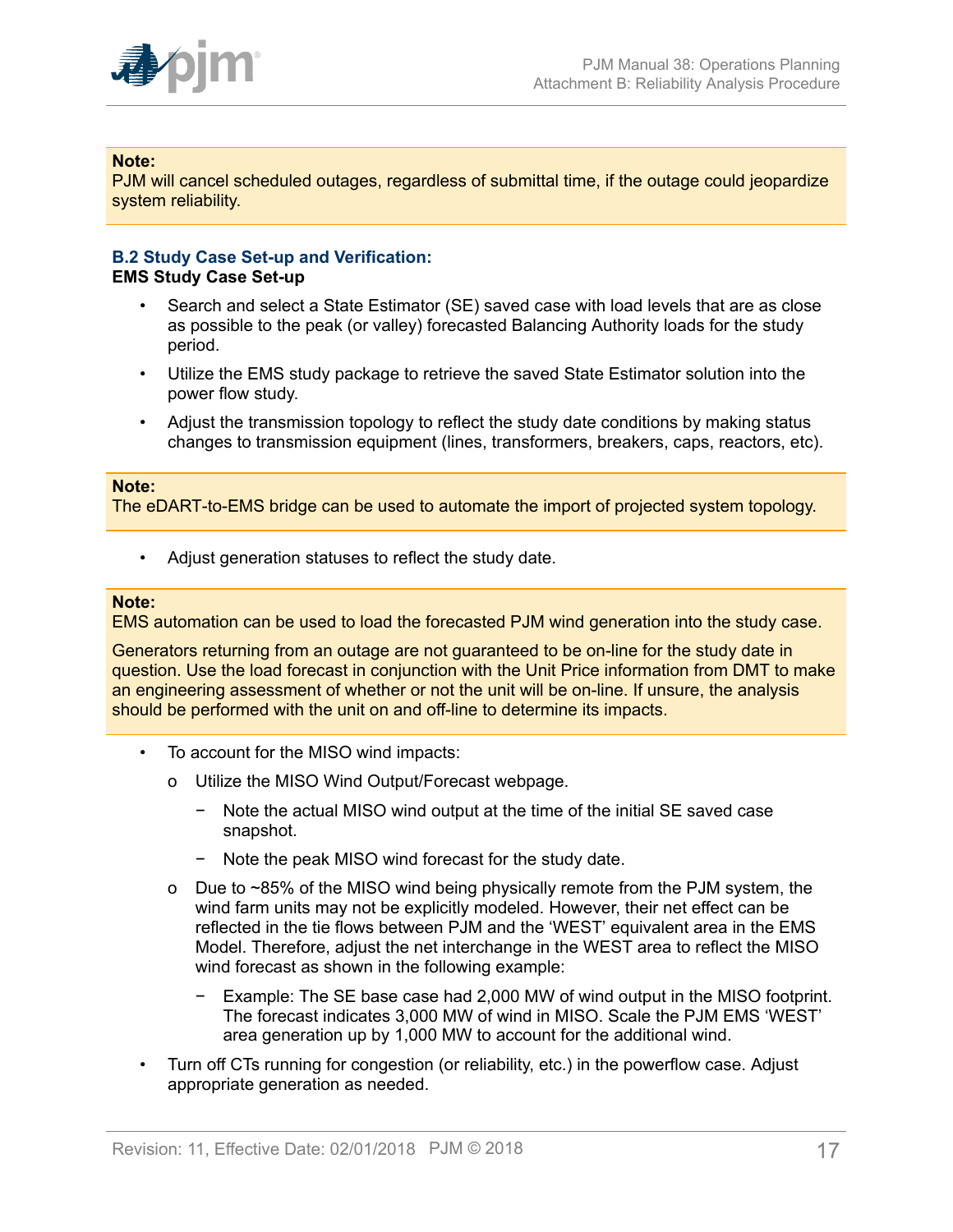**Note:**
PJM will cancel scheduled outages, regardless of submittal time, if the outage could jeopardize system reliability.

### B.2 Study Case Set-up and Verification:

**EMS Study Case Set-up**

- Search and select a State Estimator (SE) saved case with load levels that are as close as possible to the peak (or valley) forecasted Balancing Authority loads for the study period.
- Utilize the EMS study package to retrieve the saved State Estimator solution into the power flow study.
- Adjust the transmission topology to reflect the study date conditions by making status changes to transmission equipment (lines, transformers, breakers, caps, reactors, etc).

**Note:**
The eDART-to-EMS bridge can be used to automate the import of projected system topology.

- Adjust generation statuses to reflect the study date.

**Note:**
EMS automation can be used to load the forecasted PJM wind generation into the study case.

Generators returning from an outage are not guaranteed to be on-line for the study date in question. Use the load forecast in conjunction with the Unit Price information from DMT to make an engineering assessment of whether or not the unit will be on-line. If unsure, the analysis should be performed with the unit on and off-line to determine its impacts.

- To account for the MISO wind impacts:
  - Utilize the MISO Wind Output/Forecast webpage.
    - Note the actual MISO wind output at the time of the initial SE saved case snapshot.
    - Note the peak MISO wind forecast for the study date.
  - Due to ~85% of the MISO wind being physically remote from the PJM system, the wind farm units may not be explicitly modeled. However, their net effect can be reflected in the tie flows between PJM and the 'WEST' equivalent area in the EMS Model. Therefore, adjust the net interchange in the WEST area to reflect the MISO wind forecast as shown in the following example:
    - Example: The SE base case had 2,000 MW of wind output in the MISO footprint. The forecast indicates 3,000 MW of wind in MISO. Scale the PJM EMS 'WEST' area generation up by 1,000 MW to account for the additional wind.
- Turn off CTs running for congestion (or reliability, etc.) in the powerflow case. Adjust appropriate generation as needed.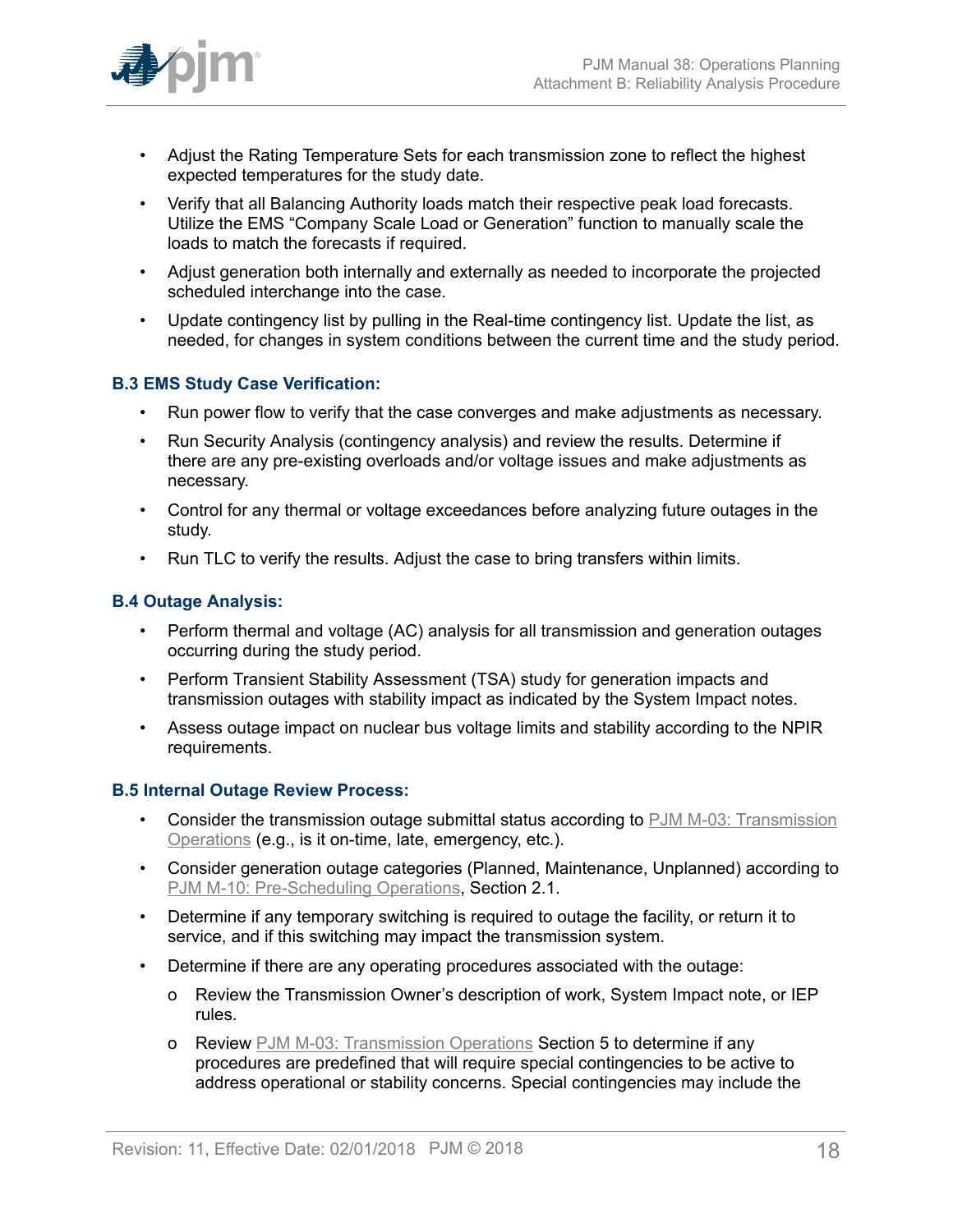- Adjust the Rating Temperature Sets for each transmission zone to reflect the highest expected temperatures for the study date.
- Verify that all Balancing Authority loads match their respective peak load forecasts. Utilize the EMS "Company Scale Load or Generation" function to manually scale the loads to match the forecasts if required.
- Adjust generation both internally and externally as needed to incorporate the projected scheduled interchange into the case.
- Update contingency list by pulling in the Real-time contingency list. Update the list, as needed, for changes in system conditions between the current time and the study period.

### B.3 EMS Study Case Verification:

- Run power flow to verify that the case converges and make adjustments as necessary.
- Run Security Analysis (contingency analysis) and review the results. Determine if there are any pre-existing overloads and/or voltage issues and make adjustments as necessary.
- Control for any thermal or voltage exceedances before analyzing future outages in the study.
- Run TLC to verify the results. Adjust the case to bring transfers within limits.

### B.4 Outage Analysis:

- Perform thermal and voltage (AC) analysis for all transmission and generation outages occurring during the study period.
- Perform Transient Stability Assessment (TSA) study for generation impacts and transmission outages with stability impact as indicated by the System Impact notes.
- Assess outage impact on nuclear bus voltage limits and stability according to the NPIR requirements.

### B.5 Internal Outage Review Process:

- Consider the transmission outage submittal status according to PJM M-03: Transmission Operations (e.g., is it on-time, late, emergency, etc.).
- Consider generation outage categories (Planned, Maintenance, Unplanned) according to PJM M-10: Pre-Scheduling Operations, Section 2.1.
- Determine if any temporary switching is required to outage the facility, or return it to service, and if this switching may impact the transmission system.
- Determine if there are any operating procedures associated with the outage:
  - Review the Transmission Owner's description of work, System Impact note, or IEP rules.
  - Review PJM M-03: Transmission Operations Section 5 to determine if any procedures are predefined that will require special contingencies to be active to address operational or stability concerns. Special contingencies may include the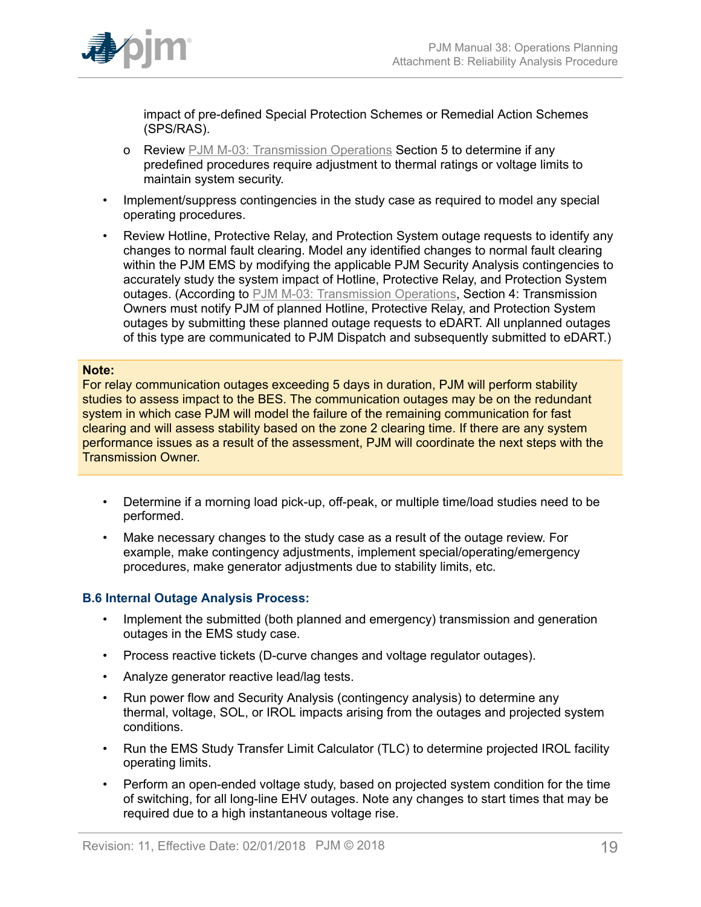impact of pre-defined Special Protection Schemes or Remedial Action Schemes (SPS/RAS).

  - o Review PJM M-03: Transmission Operations Section 5 to determine if any predefined procedures require adjustment to thermal ratings or voltage limits to maintain system security.

- Implement/suppress contingencies in the study case as required to model any special operating procedures.
- Review Hotline, Protective Relay, and Protection System outage requests to identify any changes to normal fault clearing. Model any identified changes to normal fault clearing within the PJM EMS by modifying the applicable PJM Security Analysis contingencies to accurately study the system impact of Hotline, Protective Relay, and Protection System outages. (According to PJM M-03: Transmission Operations, Section 4: Transmission Owners must notify PJM of planned Hotline, Protective Relay, and Protection System outages by submitting these planned outage requests to eDART. All unplanned outages of this type are communicated to PJM Dispatch and subsequently submitted to eDART.)

**Note:**
For relay communication outages exceeding 5 days in duration, PJM will perform stability studies to assess impact to the BES. The communication outages may be on the redundant system in which case PJM will model the failure of the remaining communication for fast clearing and will assess stability based on the zone 2 clearing time. If there are any system performance issues as a result of the assessment, PJM will coordinate the next steps with the Transmission Owner.

- Determine if a morning load pick-up, off-peak, or multiple time/load studies need to be performed.
- Make necessary changes to the study case as a result of the outage review. For example, make contingency adjustments, implement special/operating/emergency procedures, make generator adjustments due to stability limits, etc.

### B.6 Internal Outage Analysis Process:

- Implement the submitted (both planned and emergency) transmission and generation outages in the EMS study case.
- Process reactive tickets (D-curve changes and voltage regulator outages).
- Analyze generator reactive lead/lag tests.
- Run power flow and Security Analysis (contingency analysis) to determine any thermal, voltage, SOL, or IROL impacts arising from the outages and projected system conditions.
- Run the EMS Study Transfer Limit Calculator (TLC) to determine projected IROL facility operating limits.
- Perform an open-ended voltage study, based on projected system condition for the time of switching, for all long-line EHV outages. Note any changes to start times that may be required due to a high instantaneous voltage rise.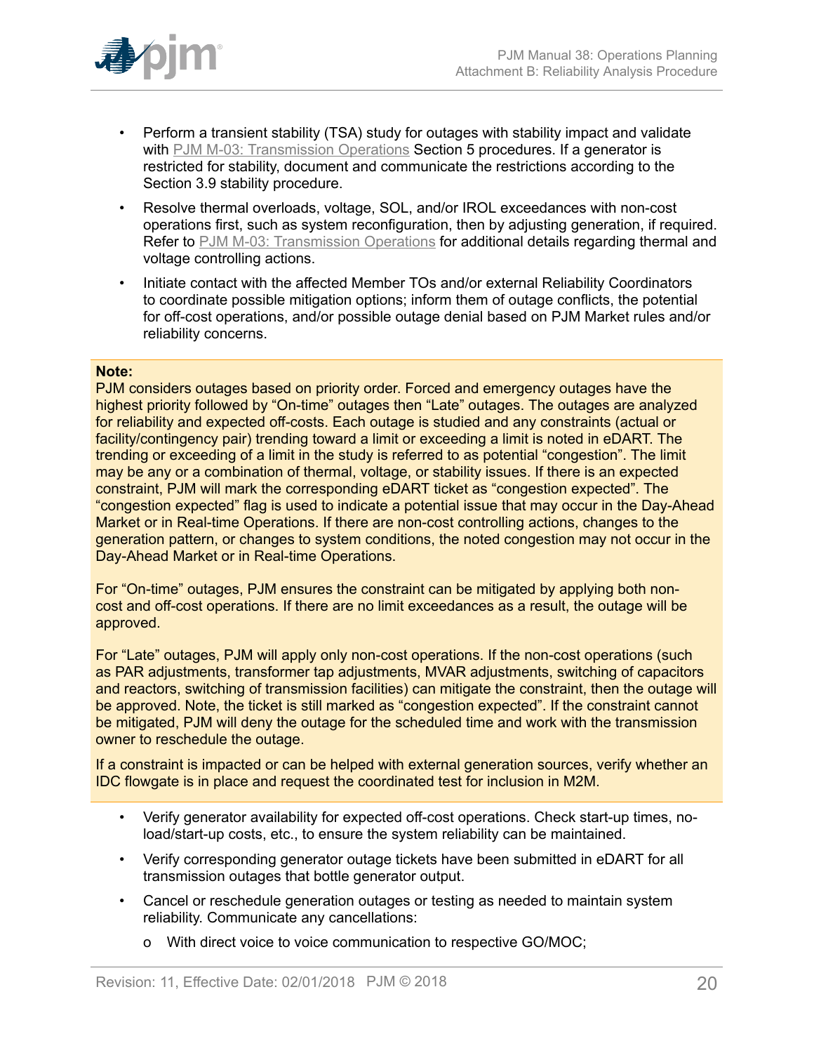- Perform a transient stability (TSA) study for outages with stability impact and validate with PJM M-03: Transmission Operations Section 5 procedures. If a generator is restricted for stability, document and communicate the restrictions according to the Section 3.9 stability procedure.
- Resolve thermal overloads, voltage, SOL, and/or IROL exceedances with non-cost operations first, such as system reconfiguration, then by adjusting generation, if required. Refer to PJM M-03: Transmission Operations for additional details regarding thermal and voltage controlling actions.
- Initiate contact with the affected Member TOs and/or external Reliability Coordinators to coordinate possible mitigation options; inform them of outage conflicts, the potential for off-cost operations, and/or possible outage denial based on PJM Market rules and/or reliability concerns.

**Note:**
PJM considers outages based on priority order. Forced and emergency outages have the highest priority followed by "On-time" outages then "Late" outages. The outages are analyzed for reliability and expected off-costs. Each outage is studied and any constraints (actual or facility/contingency pair) trending toward a limit or exceeding a limit is noted in eDART. The trending or exceeding of a limit in the study is referred to as potential "congestion". The limit may be any or a combination of thermal, voltage, or stability issues. If there is an expected constraint, PJM will mark the corresponding eDART ticket as "congestion expected". The "congestion expected" flag is used to indicate a potential issue that may occur in the Day-Ahead Market or in Real-time Operations. If there are non-cost controlling actions, changes to the generation pattern, or changes to system conditions, the noted congestion may not occur in the Day-Ahead Market or in Real-time Operations.

For "On-time" outages, PJM ensures the constraint can be mitigated by applying both non-cost and off-cost operations. If there are no limit exceedances as a result, the outage will be approved.

For "Late" outages, PJM will apply only non-cost operations. If the non-cost operations (such as PAR adjustments, transformer tap adjustments, MVAR adjustments, switching of capacitors and reactors, switching of transmission facilities) can mitigate the constraint, then the outage will be approved. Note, the ticket is still marked as "congestion expected". If the constraint cannot be mitigated, PJM will deny the outage for the scheduled time and work with the transmission owner to reschedule the outage.

If a constraint is impacted or can be helped with external generation sources, verify whether an IDC flowgate is in place and request the coordinated test for inclusion in M2M.

- Verify generator availability for expected off-cost operations. Check start-up times, no-load/start-up costs, etc., to ensure the system reliability can be maintained.
- Verify corresponding generator outage tickets have been submitted in eDART for all transmission outages that bottle generator output.
- Cancel or reschedule generation outages or testing as needed to maintain system reliability. Communicate any cancellations:
  - With direct voice to voice communication to respective GO/MOC;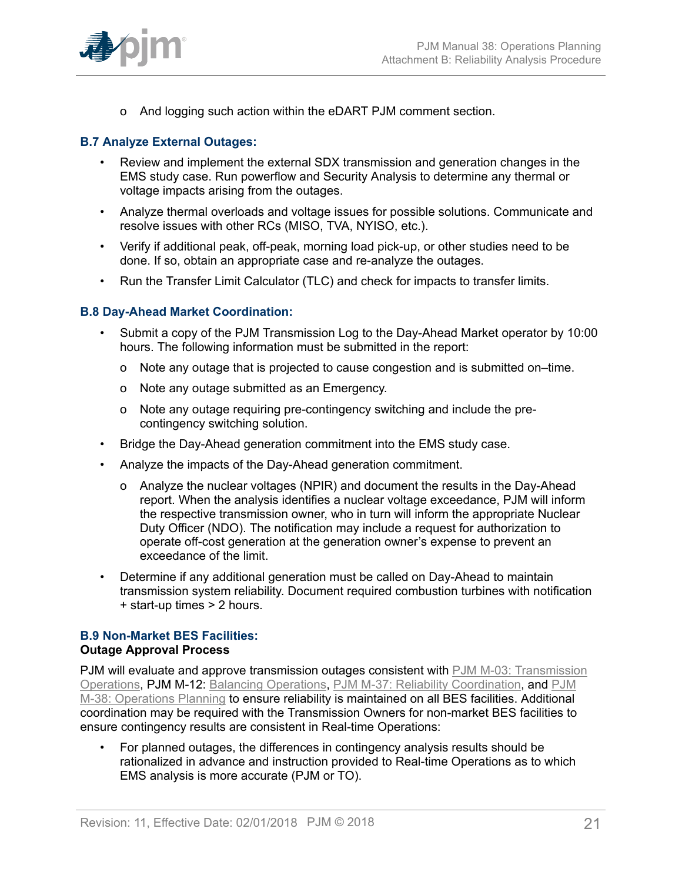- o And logging such action within the eDART PJM comment section.

### B.7 Analyze External Outages:

- Review and implement the external SDX transmission and generation changes in the EMS study case. Run powerflow and Security Analysis to determine any thermal or voltage impacts arising from the outages.
- Analyze thermal overloads and voltage issues for possible solutions. Communicate and resolve issues with other RCs (MISO, TVA, NYISO, etc.).
- Verify if additional peak, off-peak, morning load pick-up, or other studies need to be done. If so, obtain an appropriate case and re-analyze the outages.
- Run the Transfer Limit Calculator (TLC) and check for impacts to transfer limits.

### B.8 Day-Ahead Market Coordination:

- Submit a copy of the PJM Transmission Log to the Day-Ahead Market operator by 10:00 hours. The following information must be submitted in the report:
  - o Note any outage that is projected to cause congestion and is submitted on–time.
  - o Note any outage submitted as an Emergency.
  - o Note any outage requiring pre-contingency switching and include the pre-contingency switching solution.
- Bridge the Day-Ahead generation commitment into the EMS study case.
- Analyze the impacts of the Day-Ahead generation commitment.
  - o Analyze the nuclear voltages (NPIR) and document the results in the Day-Ahead report. When the analysis identifies a nuclear voltage exceedance, PJM will inform the respective transmission owner, who in turn will inform the appropriate Nuclear Duty Officer (NDO). The notification may include a request for authorization to operate off-cost generation at the generation owner's expense to prevent an exceedance of the limit.
- Determine if any additional generation must be called on Day-Ahead to maintain transmission system reliability. Document required combustion turbines with notification + start-up times > 2 hours.

### B.9 Non-Market BES Facilities:

**Outage Approval Process**

PJM will evaluate and approve transmission outages consistent with PJM M-03: Transmission Operations, PJM M-12: Balancing Operations, PJM M-37: Reliability Coordination, and PJM M-38: Operations Planning to ensure reliability is maintained on all BES facilities. Additional coordination may be required with the Transmission Owners for non-market BES facilities to ensure contingency results are consistent in Real-time Operations:

- For planned outages, the differences in contingency analysis results should be rationalized in advance and instruction provided to Real-time Operations as to which EMS analysis is more accurate (PJM or TO).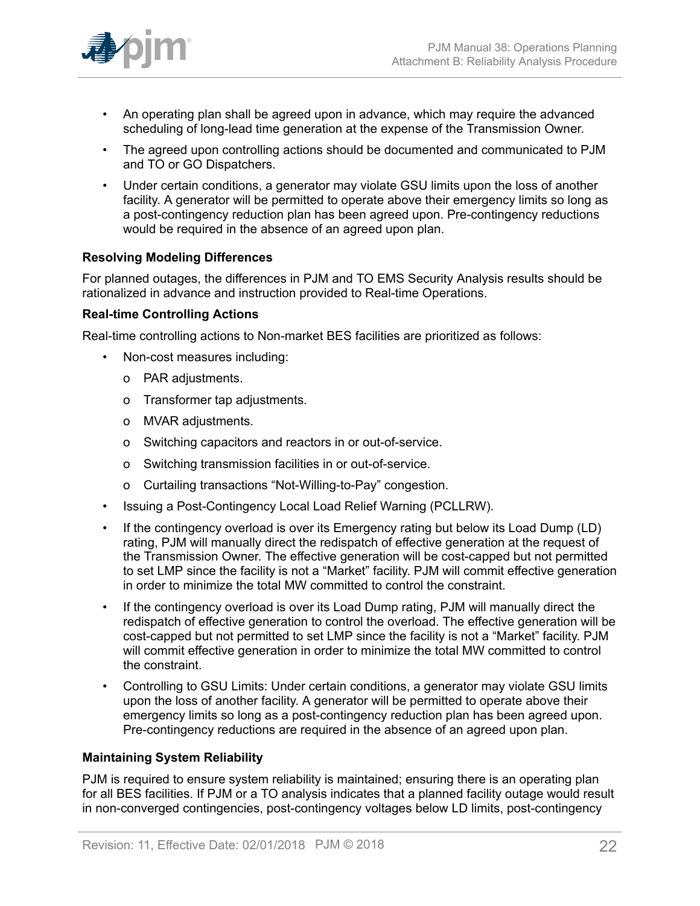- An operating plan shall be agreed upon in advance, which may require the advanced scheduling of long-lead time generation at the expense of the Transmission Owner.
- The agreed upon controlling actions should be documented and communicated to PJM and TO or GO Dispatchers.
- Under certain conditions, a generator may violate GSU limits upon the loss of another facility. A generator will be permitted to operate above their emergency limits so long as a post-contingency reduction plan has been agreed upon. Pre-contingency reductions would be required in the absence of an agreed upon plan.

**Resolving Modeling Differences**

For planned outages, the differences in PJM and TO EMS Security Analysis results should be rationalized in advance and instruction provided to Real-time Operations.

**Real-time Controlling Actions**

Real-time controlling actions to Non-market BES facilities are prioritized as follows:

- Non-cost measures including:
  - o PAR adjustments.
  - o Transformer tap adjustments.
  - o MVAR adjustments.
  - o Switching capacitors and reactors in or out-of-service.
  - o Switching transmission facilities in or out-of-service.
  - o Curtailing transactions “Not-Willing-to-Pay” congestion.
- Issuing a Post-Contingency Local Load Relief Warning (PCLLRW).
- If the contingency overload is over its Emergency rating but below its Load Dump (LD) rating, PJM will manually direct the redispatch of effective generation at the request of the Transmission Owner. The effective generation will be cost-capped but not permitted to set LMP since the facility is not a “Market” facility. PJM will commit effective generation in order to minimize the total MW committed to control the constraint.
- If the contingency overload is over its Load Dump rating, PJM will manually direct the redispatch of effective generation to control the overload. The effective generation will be cost-capped but not permitted to set LMP since the facility is not a “Market” facility. PJM will commit effective generation in order to minimize the total MW committed to control the constraint.
- Controlling to GSU Limits: Under certain conditions, a generator may violate GSU limits upon the loss of another facility. A generator will be permitted to operate above their emergency limits so long as a post-contingency reduction plan has been agreed upon. Pre-contingency reductions are required in the absence of an agreed upon plan.

**Maintaining System Reliability**

PJM is required to ensure system reliability is maintained; ensuring there is an operating plan for all BES facilities. If PJM or a TO analysis indicates that a planned facility outage would result in non-converged contingencies, post-contingency voltages below LD limits, post-contingency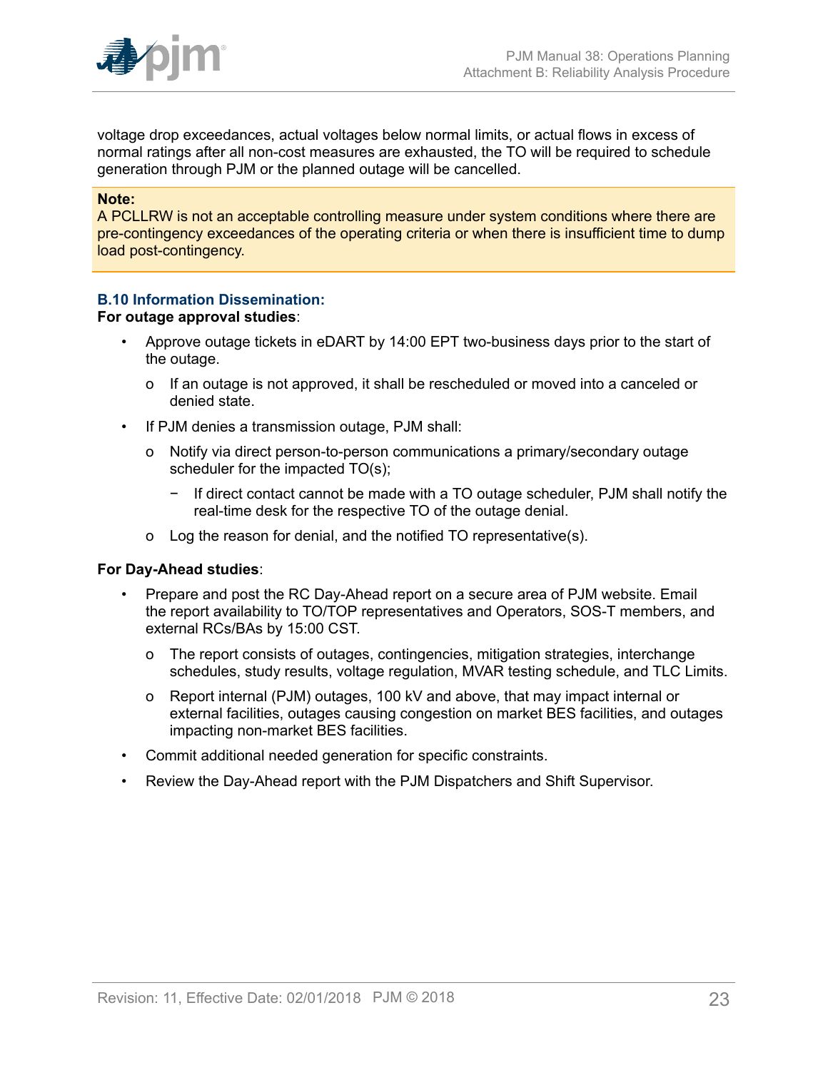voltage drop exceedances, actual voltages below normal limits, or actual flows in excess of normal ratings after all non-cost measures are exhausted, the TO will be required to schedule generation through PJM or the planned outage will be cancelled.

> **Note:**
> A PCLLRW is not an acceptable controlling measure under system conditions where there are pre-contingency exceedances of the operating criteria or when there is insufficient time to dump load post-contingency.

### B.10 Information Dissemination:

**For outage approval studies**:

- Approve outage tickets in eDART by 14:00 EPT two-business days prior to the start of the outage.
  - If an outage is not approved, it shall be rescheduled or moved into a canceled or denied state.
- If PJM denies a transmission outage, PJM shall:
  - Notify via direct person-to-person communications a primary/secondary outage scheduler for the impacted TO(s);
    - If direct contact cannot be made with a TO outage scheduler, PJM shall notify the real-time desk for the respective TO of the outage denial.
  - Log the reason for denial, and the notified TO representative(s).

**For Day-Ahead studies**:

- Prepare and post the RC Day-Ahead report on a secure area of PJM website. Email the report availability to TO/TOP representatives and Operators, SOS-T members, and external RCs/BAs by 15:00 CST.
  - The report consists of outages, contingencies, mitigation strategies, interchange schedules, study results, voltage regulation, MVAR testing schedule, and TLC Limits.
  - Report internal (PJM) outages, 100 kV and above, that may impact internal or external facilities, outages causing congestion on market BES facilities, and outages impacting non-market BES facilities.
- Commit additional needed generation for specific constraints.
- Review the Day-Ahead report with the PJM Dispatchers and Shift Supervisor.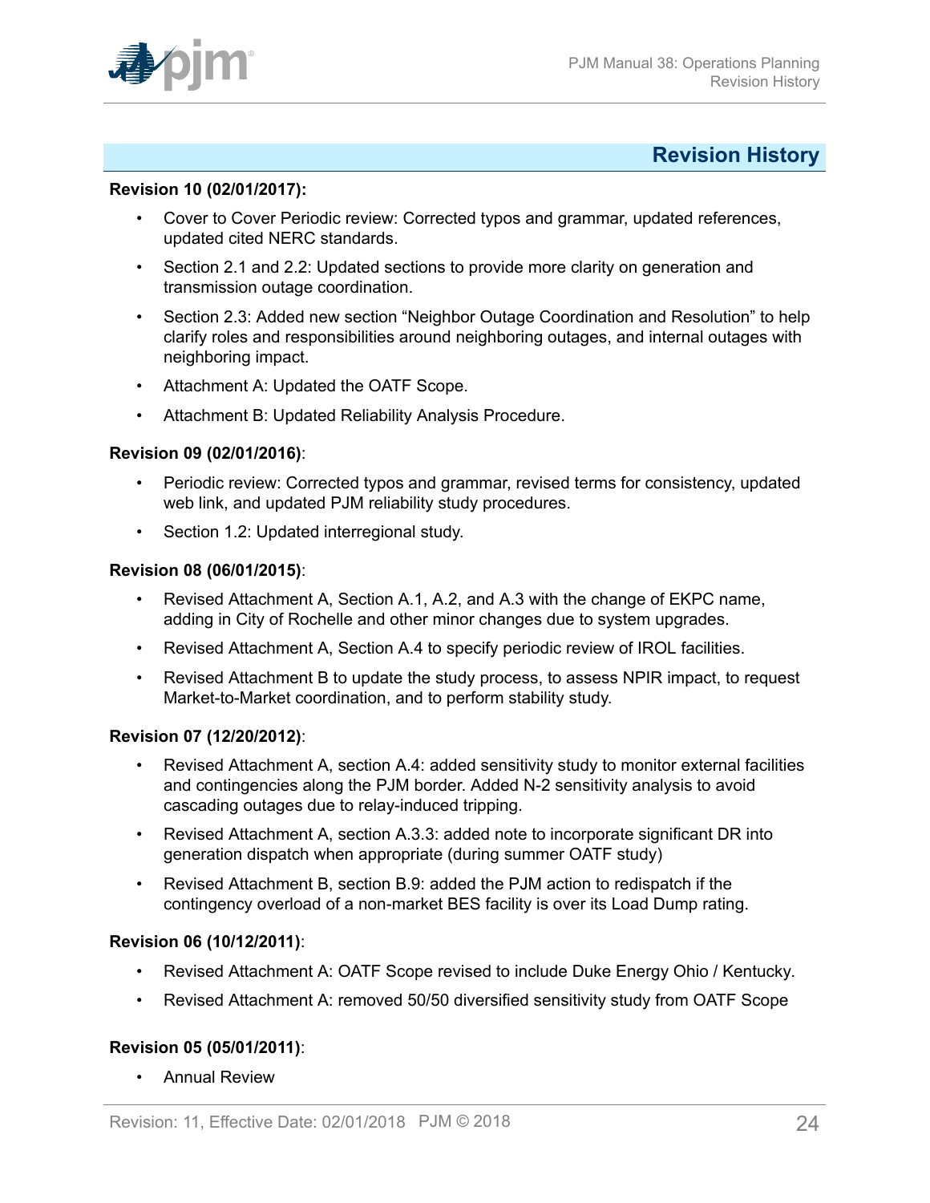# Revision History

**Revision 10 (02/01/2017):**

- Cover to Cover Periodic review: Corrected typos and grammar, updated references, updated cited NERC standards.
- Section 2.1 and 2.2: Updated sections to provide more clarity on generation and transmission outage coordination.
- Section 2.3: Added new section "Neighbor Outage Coordination and Resolution" to help clarify roles and responsibilities around neighboring outages, and internal outages with neighboring impact.
- Attachment A: Updated the OATF Scope.
- Attachment B: Updated Reliability Analysis Procedure.

**Revision 09 (02/01/2016)**:

- Periodic review: Corrected typos and grammar, revised terms for consistency, updated web link, and updated PJM reliability study procedures.
- Section 1.2: Updated interregional study.

**Revision 08 (06/01/2015)**:

- Revised Attachment A, Section A.1, A.2, and A.3 with the change of EKPC name, adding in City of Rochelle and other minor changes due to system upgrades.
- Revised Attachment A, Section A.4 to specify periodic review of IROL facilities.
- Revised Attachment B to update the study process, to assess NPIR impact, to request Market-to-Market coordination, and to perform stability study.

**Revision 07 (12/20/2012)**:

- Revised Attachment A, section A.4: added sensitivity study to monitor external facilities and contingencies along the PJM border. Added N-2 sensitivity analysis to avoid cascading outages due to relay-induced tripping.
- Revised Attachment A, section A.3.3: added note to incorporate significant DR into generation dispatch when appropriate (during summer OATF study)
- Revised Attachment B, section B.9: added the PJM action to redispatch if the contingency overload of a non-market BES facility is over its Load Dump rating.

**Revision 06 (10/12/2011)**:

- Revised Attachment A: OATF Scope revised to include Duke Energy Ohio / Kentucky.
- Revised Attachment A: removed 50/50 diversified sensitivity study from OATF Scope

**Revision 05 (05/01/2011)**:

- Annual Review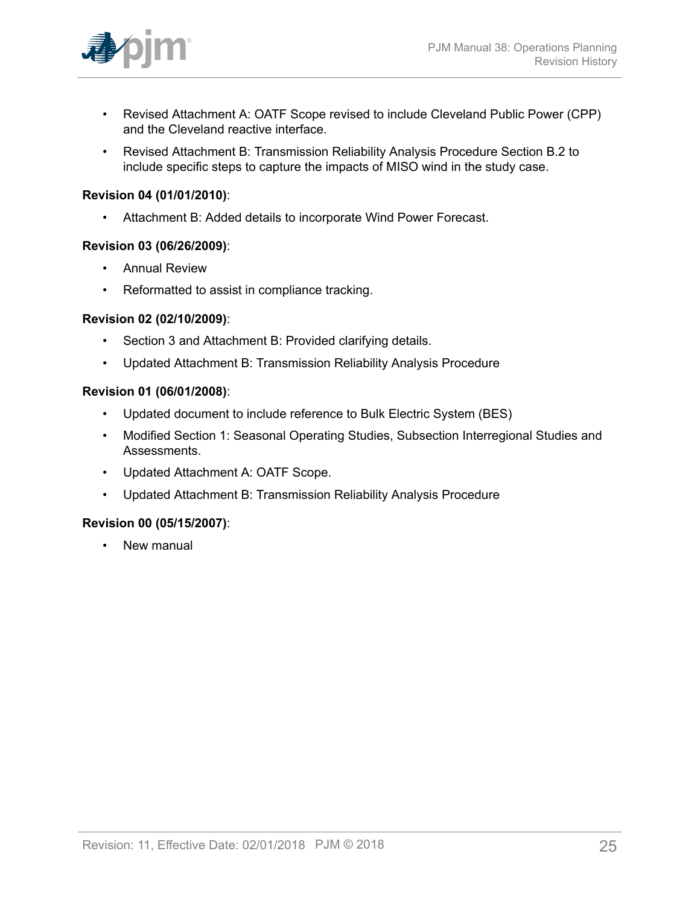- Revised Attachment A: OATF Scope revised to include Cleveland Public Power (CPP) and the Cleveland reactive interface.
- Revised Attachment B: Transmission Reliability Analysis Procedure Section B.2 to include specific steps to capture the impacts of MISO wind in the study case.

**Revision 04 (01/01/2010)**:

- Attachment B: Added details to incorporate Wind Power Forecast.

**Revision 03 (06/26/2009)**:

- Annual Review
- Reformatted to assist in compliance tracking.

**Revision 02 (02/10/2009)**:

- Section 3 and Attachment B: Provided clarifying details.
- Updated Attachment B: Transmission Reliability Analysis Procedure

**Revision 01 (06/01/2008)**:

- Updated document to include reference to Bulk Electric System (BES)
- Modified Section 1: Seasonal Operating Studies, Subsection Interregional Studies and Assessments.
- Updated Attachment A: OATF Scope.
- Updated Attachment B: Transmission Reliability Analysis Procedure

**Revision 00 (05/15/2007)**:

- New manual